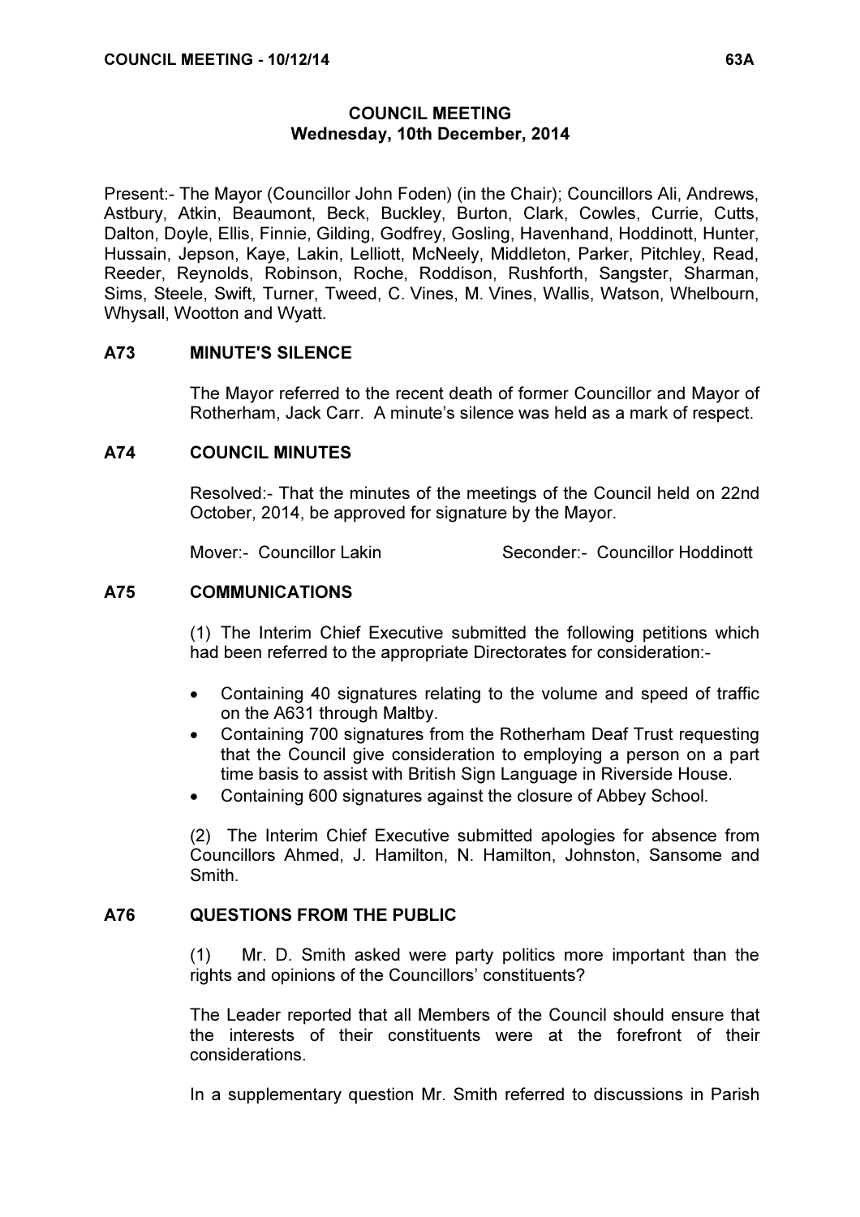# COUNCIL MEETING
## Wednesday, 10th December, 2014

Present:- The Mayor (Councillor John Foden) (in the Chair); Councillors Ali, Andrews, Astbury, Atkin, Beaumont, Beck, Buckley, Burton, Clark, Cowles, Currie, Cutts, Dalton, Doyle, Ellis, Finnie, Gilding, Godfrey, Gosling, Havenhand, Hoddinott, Hunter, Hussain, Jepson, Kaye, Lakin, Lelliott, McNeely, Middleton, Parker, Pitchley, Read, Reeder, Reynolds, Robinson, Roche, Roddison, Rushforth, Sangster, Sharman, Sims, Steele, Swift, Turner, Tweed, C. Vines, M. Vines, Wallis, Watson, Whelbourn, Whysall, Wootton and Wyatt.

### A73 MINUTE'S SILENCE

The Mayor referred to the recent death of former Councillor and Mayor of Rotherham, Jack Carr. A minute's silence was held as a mark of respect.

### A74 COUNCIL MINUTES

Resolved:- That the minutes of the meetings of the Council held on 22nd October, 2014, be approved for signature by the Mayor.

Mover:- Councillor Lakin Seconder:- Councillor Hoddinott

### A75 COMMUNICATIONS

(1) The Interim Chief Executive submitted the following petitions which had been referred to the appropriate Directorates for consideration:-

- Containing 40 signatures relating to the volume and speed of traffic on the A631 through Maltby.
- Containing 700 signatures from the Rotherham Deaf Trust requesting that the Council give consideration to employing a person on a part time basis to assist with British Sign Language in Riverside House.
- Containing 600 signatures against the closure of Abbey School.

(2) The Interim Chief Executive submitted apologies for absence from Councillors Ahmed, J. Hamilton, N. Hamilton, Johnston, Sansome and Smith.

### A76 QUESTIONS FROM THE PUBLIC

(1) Mr. D. Smith asked were party politics more important than the rights and opinions of the Councillors' constituents?

The Leader reported that all Members of the Council should ensure that the interests of their constituents were at the forefront of their considerations.

In a supplementary question Mr. Smith referred to discussions in Parish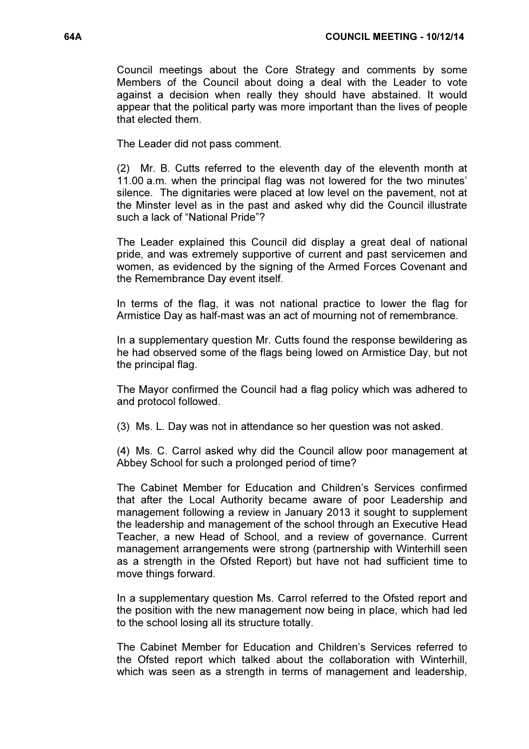Council meetings about the Core Strategy and comments by some Members of the Council about doing a deal with the Leader to vote against a decision when really they should have abstained. It would appear that the political party was more important than the lives of people that elected them.

The Leader did not pass comment.

(2) Mr. B. Cutts referred to the eleventh day of the eleventh month at 11.00 a.m. when the principal flag was not lowered for the two minutes' silence. The dignitaries were placed at low level on the pavement, not at the Minster level as in the past and asked why did the Council illustrate such a lack of "National Pride"?

The Leader explained this Council did display a great deal of national pride, and was extremely supportive of current and past servicemen and women, as evidenced by the signing of the Armed Forces Covenant and the Remembrance Day event itself.

In terms of the flag, it was not national practice to lower the flag for Armistice Day as half-mast was an act of mourning not of remembrance.

In a supplementary question Mr. Cutts found the response bewildering as he had observed some of the flags being lowed on Armistice Day, but not the principal flag.

The Mayor confirmed the Council had a flag policy which was adhered to and protocol followed.

(3) Ms. L. Day was not in attendance so her question was not asked.

(4) Ms. C. Carrol asked why did the Council allow poor management at Abbey School for such a prolonged period of time?

The Cabinet Member for Education and Children's Services confirmed that after the Local Authority became aware of poor Leadership and management following a review in January 2013 it sought to supplement the leadership and management of the school through an Executive Head Teacher, a new Head of School, and a review of governance. Current management arrangements were strong (partnership with Winterhill seen as a strength in the Ofsted Report) but have not had sufficient time to move things forward.

In a supplementary question Ms. Carrol referred to the Ofsted report and the position with the new management now being in place, which had led to the school losing all its structure totally.

The Cabinet Member for Education and Children's Services referred to the Ofsted report which talked about the collaboration with Winterhill, which was seen as a strength in terms of management and leadership,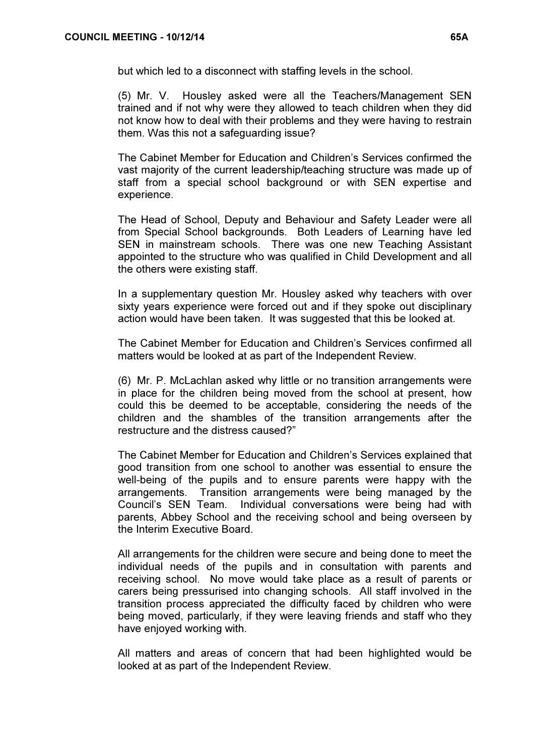but which led to a disconnect with staffing levels in the school.

(5) Mr. V. Housley asked were all the Teachers/Management SEN trained and if not why were they allowed to teach children when they did not know how to deal with their problems and they were having to restrain them. Was this not a safeguarding issue?

The Cabinet Member for Education and Children's Services confirmed the vast majority of the current leadership/teaching structure was made up of staff from a special school background or with SEN expertise and experience.

The Head of School, Deputy and Behaviour and Safety Leader were all from Special School backgrounds. Both Leaders of Learning have led SEN in mainstream schools. There was one new Teaching Assistant appointed to the structure who was qualified in Child Development and all the others were existing staff.

In a supplementary question Mr. Housley asked why teachers with over sixty years experience were forced out and if they spoke out disciplinary action would have been taken. It was suggested that this be looked at.

The Cabinet Member for Education and Children's Services confirmed all matters would be looked at as part of the Independent Review.

(6) Mr. P. McLachlan asked why little or no transition arrangements were in place for the children being moved from the school at present, how could this be deemed to be acceptable, considering the needs of the children and the shambles of the transition arrangements after the restructure and the distress caused?"

The Cabinet Member for Education and Children's Services explained that good transition from one school to another was essential to ensure the well-being of the pupils and to ensure parents were happy with the arrangements. Transition arrangements were being managed by the Council's SEN Team. Individual conversations were being had with parents, Abbey School and the receiving school and being overseen by the Interim Executive Board.

All arrangements for the children were secure and being done to meet the individual needs of the pupils and in consultation with parents and receiving school. No move would take place as a result of parents or carers being pressurised into changing schools. All staff involved in the transition process appreciated the difficulty faced by children who were being moved, particularly, if they were leaving friends and staff who they have enjoyed working with.

All matters and areas of concern that had been highlighted would be looked at as part of the Independent Review.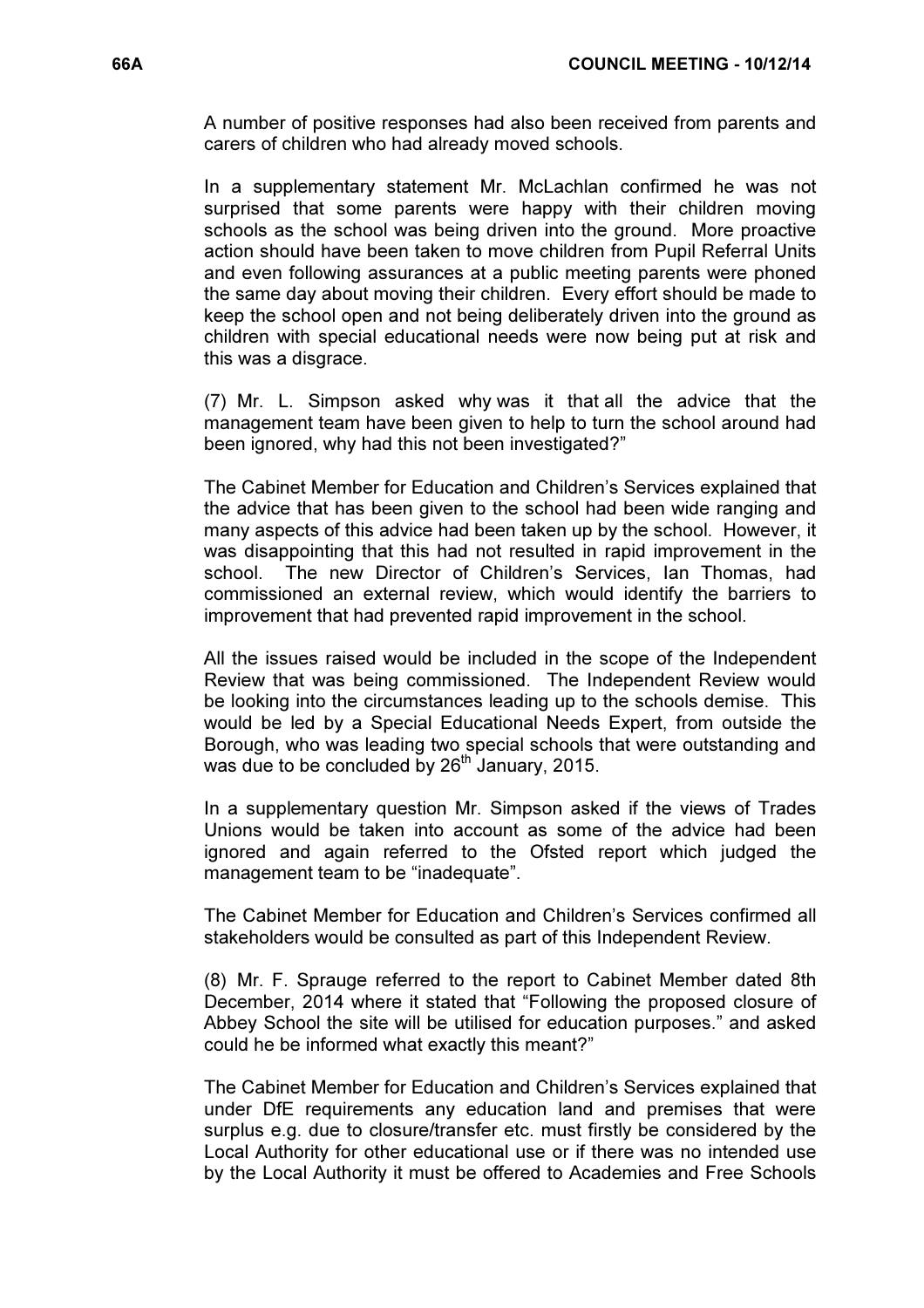A number of positive responses had also been received from parents and carers of children who had already moved schools.

In a supplementary statement Mr. McLachlan confirmed he was not surprised that some parents were happy with their children moving schools as the school was being driven into the ground. More proactive action should have been taken to move children from Pupil Referral Units and even following assurances at a public meeting parents were phoned the same day about moving their children. Every effort should be made to keep the school open and not being deliberately driven into the ground as children with special educational needs were now being put at risk and this was a disgrace.

(7) Mr. L. Simpson asked why was it that all the advice that the management team have been given to help to turn the school around had been ignored, why had this not been investigated?"

The Cabinet Member for Education and Children's Services explained that the advice that has been given to the school had been wide ranging and many aspects of this advice had been taken up by the school. However, it was disappointing that this had not resulted in rapid improvement in the school. The new Director of Children's Services, Ian Thomas, had commissioned an external review, which would identify the barriers to improvement that had prevented rapid improvement in the school.

All the issues raised would be included in the scope of the Independent Review that was being commissioned. The Independent Review would be looking into the circumstances leading up to the schools demise. This would be led by a Special Educational Needs Expert, from outside the Borough, who was leading two special schools that were outstanding and was due to be concluded by 26th January, 2015.

In a supplementary question Mr. Simpson asked if the views of Trades Unions would be taken into account as some of the advice had been ignored and again referred to the Ofsted report which judged the management team to be "inadequate".

The Cabinet Member for Education and Children's Services confirmed all stakeholders would be consulted as part of this Independent Review.

(8) Mr. F. Sprauge referred to the report to Cabinet Member dated 8th December, 2014 where it stated that "Following the proposed closure of Abbey School the site will be utilised for education purposes." and asked could he be informed what exactly this meant?"

The Cabinet Member for Education and Children's Services explained that under DfE requirements any education land and premises that were surplus e.g. due to closure/transfer etc. must firstly be considered by the Local Authority for other educational use or if there was no intended use by the Local Authority it must be offered to Academies and Free Schools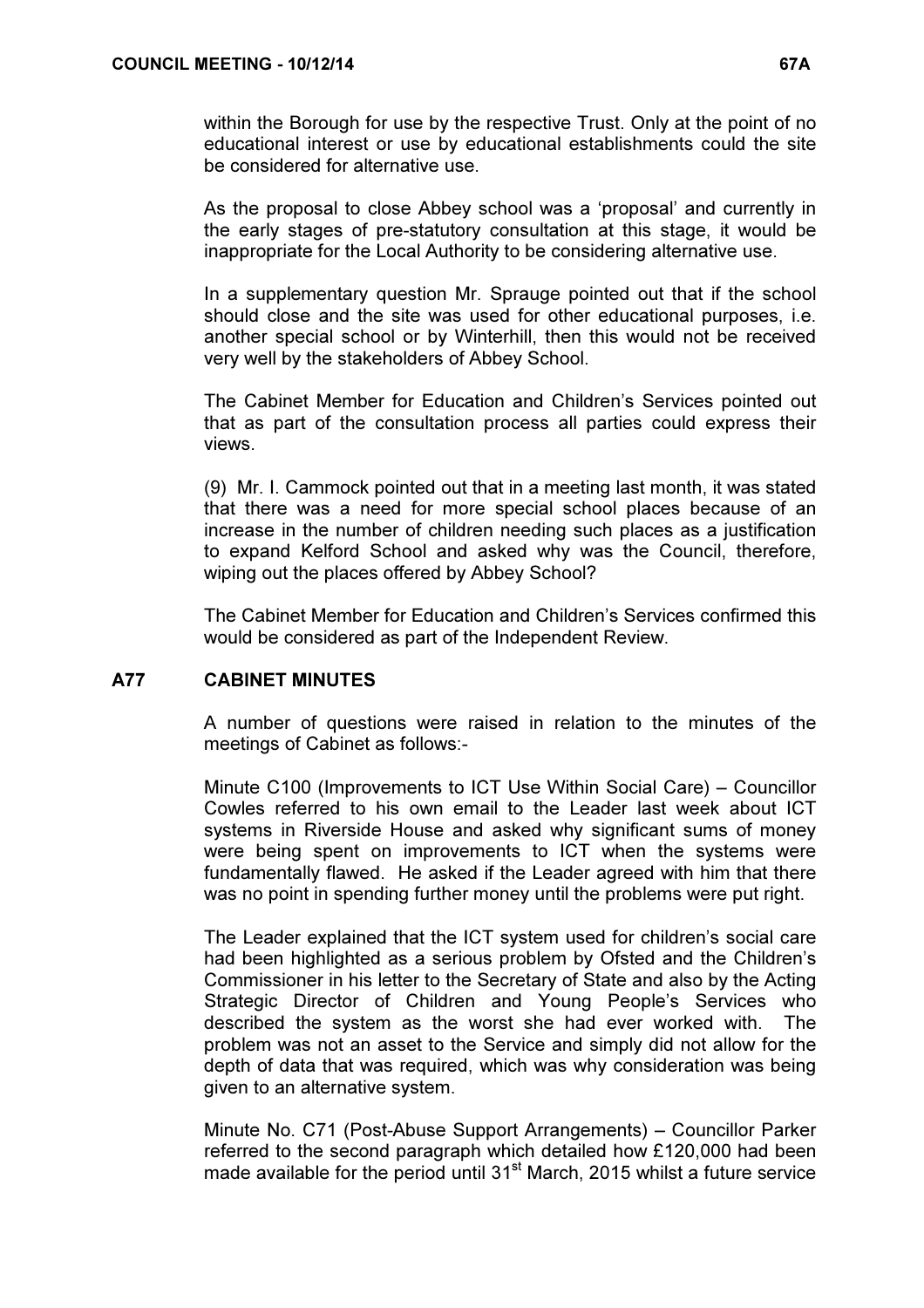within the Borough for use by the respective Trust. Only at the point of no educational interest or use by educational establishments could the site be considered for alternative use.

As the proposal to close Abbey school was a 'proposal' and currently in the early stages of pre-statutory consultation at this stage, it would be inappropriate for the Local Authority to be considering alternative use.

In a supplementary question Mr. Sprauge pointed out that if the school should close and the site was used for other educational purposes, i.e. another special school or by Winterhill, then this would not be received very well by the stakeholders of Abbey School.

The Cabinet Member for Education and Children's Services pointed out that as part of the consultation process all parties could express their views.

(9) Mr. I. Cammock pointed out that in a meeting last month, it was stated that there was a need for more special school places because of an increase in the number of children needing such places as a justification to expand Kelford School and asked why was the Council, therefore, wiping out the places offered by Abbey School?

The Cabinet Member for Education and Children's Services confirmed this would be considered as part of the Independent Review.

## A77 CABINET MINUTES

A number of questions were raised in relation to the minutes of the meetings of Cabinet as follows:-

Minute C100 (Improvements to ICT Use Within Social Care) – Councillor Cowles referred to his own email to the Leader last week about ICT systems in Riverside House and asked why significant sums of money were being spent on improvements to ICT when the systems were fundamentally flawed. He asked if the Leader agreed with him that there was no point in spending further money until the problems were put right.

The Leader explained that the ICT system used for children's social care had been highlighted as a serious problem by Ofsted and the Children's Commissioner in his letter to the Secretary of State and also by the Acting Strategic Director of Children and Young People's Services who described the system as the worst she had ever worked with. The problem was not an asset to the Service and simply did not allow for the depth of data that was required, which was why consideration was being given to an alternative system.

Minute No. C71 (Post-Abuse Support Arrangements) – Councillor Parker referred to the second paragraph which detailed how £120,000 had been made available for the period until 31st March, 2015 whilst a future service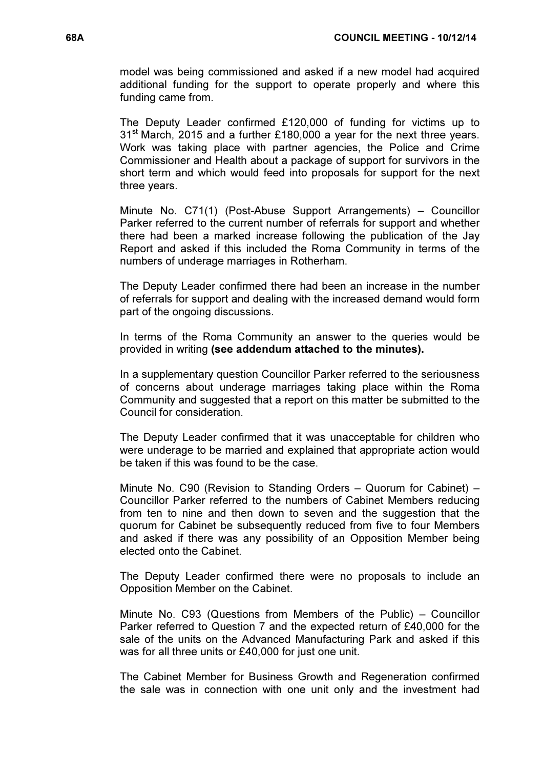model was being commissioned and asked if a new model had acquired additional funding for the support to operate properly and where this funding came from.

The Deputy Leader confirmed £120,000 of funding for victims up to 31st March, 2015 and a further £180,000 a year for the next three years. Work was taking place with partner agencies, the Police and Crime Commissioner and Health about a package of support for survivors in the short term and which would feed into proposals for support for the next three years.

Minute No. C71(1) (Post-Abuse Support Arrangements) – Councillor Parker referred to the current number of referrals for support and whether there had been a marked increase following the publication of the Jay Report and asked if this included the Roma Community in terms of the numbers of underage marriages in Rotherham.

The Deputy Leader confirmed there had been an increase in the number of referrals for support and dealing with the increased demand would form part of the ongoing discussions.

In terms of the Roma Community an answer to the queries would be provided in writing **(see addendum attached to the minutes).**

In a supplementary question Councillor Parker referred to the seriousness of concerns about underage marriages taking place within the Roma Community and suggested that a report on this matter be submitted to the Council for consideration.

The Deputy Leader confirmed that it was unacceptable for children who were underage to be married and explained that appropriate action would be taken if this was found to be the case.

Minute No. C90 (Revision to Standing Orders – Quorum for Cabinet) – Councillor Parker referred to the numbers of Cabinet Members reducing from ten to nine and then down to seven and the suggestion that the quorum for Cabinet be subsequently reduced from five to four Members and asked if there was any possibility of an Opposition Member being elected onto the Cabinet.

The Deputy Leader confirmed there were no proposals to include an Opposition Member on the Cabinet.

Minute No. C93 (Questions from Members of the Public) – Councillor Parker referred to Question 7 and the expected return of £40,000 for the sale of the units on the Advanced Manufacturing Park and asked if this was for all three units or £40,000 for just one unit.

The Cabinet Member for Business Growth and Regeneration confirmed the sale was in connection with one unit only and the investment had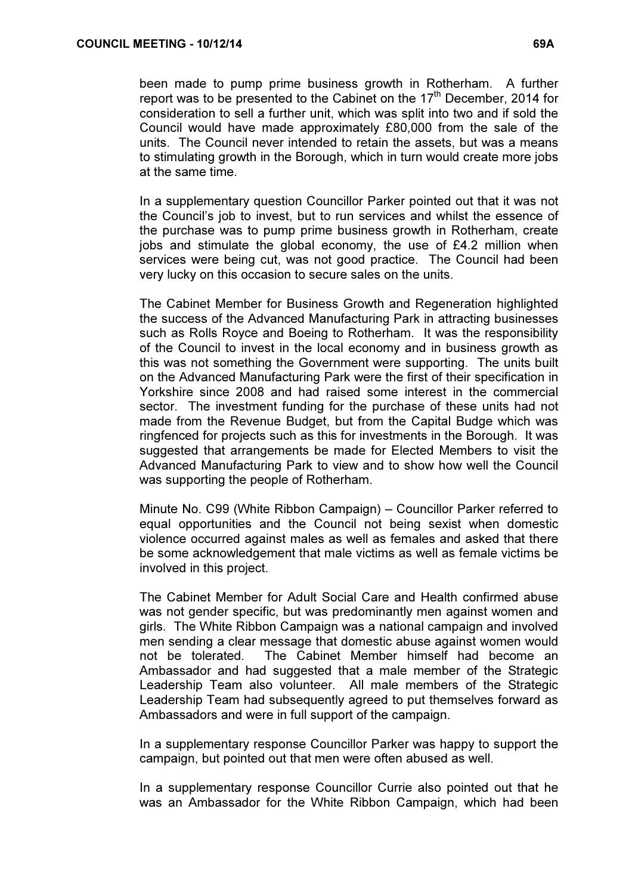been made to pump prime business growth in Rotherham. A further report was to be presented to the Cabinet on the 17th December, 2014 for consideration to sell a further unit, which was split into two and if sold the Council would have made approximately £80,000 from the sale of the units. The Council never intended to retain the assets, but was a means to stimulating growth in the Borough, which in turn would create more jobs at the same time.

In a supplementary question Councillor Parker pointed out that it was not the Council's job to invest, but to run services and whilst the essence of the purchase was to pump prime business growth in Rotherham, create jobs and stimulate the global economy, the use of £4.2 million when services were being cut, was not good practice. The Council had been very lucky on this occasion to secure sales on the units.

The Cabinet Member for Business Growth and Regeneration highlighted the success of the Advanced Manufacturing Park in attracting businesses such as Rolls Royce and Boeing to Rotherham. It was the responsibility of the Council to invest in the local economy and in business growth as this was not something the Government were supporting. The units built on the Advanced Manufacturing Park were the first of their specification in Yorkshire since 2008 and had raised some interest in the commercial sector. The investment funding for the purchase of these units had not made from the Revenue Budget, but from the Capital Budge which was ringfenced for projects such as this for investments in the Borough. It was suggested that arrangements be made for Elected Members to visit the Advanced Manufacturing Park to view and to show how well the Council was supporting the people of Rotherham.

Minute No. C99 (White Ribbon Campaign) – Councillor Parker referred to equal opportunities and the Council not being sexist when domestic violence occurred against males as well as females and asked that there be some acknowledgement that male victims as well as female victims be involved in this project.

The Cabinet Member for Adult Social Care and Health confirmed abuse was not gender specific, but was predominantly men against women and girls. The White Ribbon Campaign was a national campaign and involved men sending a clear message that domestic abuse against women would not be tolerated. The Cabinet Member himself had become an Ambassador and had suggested that a male member of the Strategic Leadership Team also volunteer. All male members of the Strategic Leadership Team had subsequently agreed to put themselves forward as Ambassadors and were in full support of the campaign.

In a supplementary response Councillor Parker was happy to support the campaign, but pointed out that men were often abused as well.

In a supplementary response Councillor Currie also pointed out that he was an Ambassador for the White Ribbon Campaign, which had been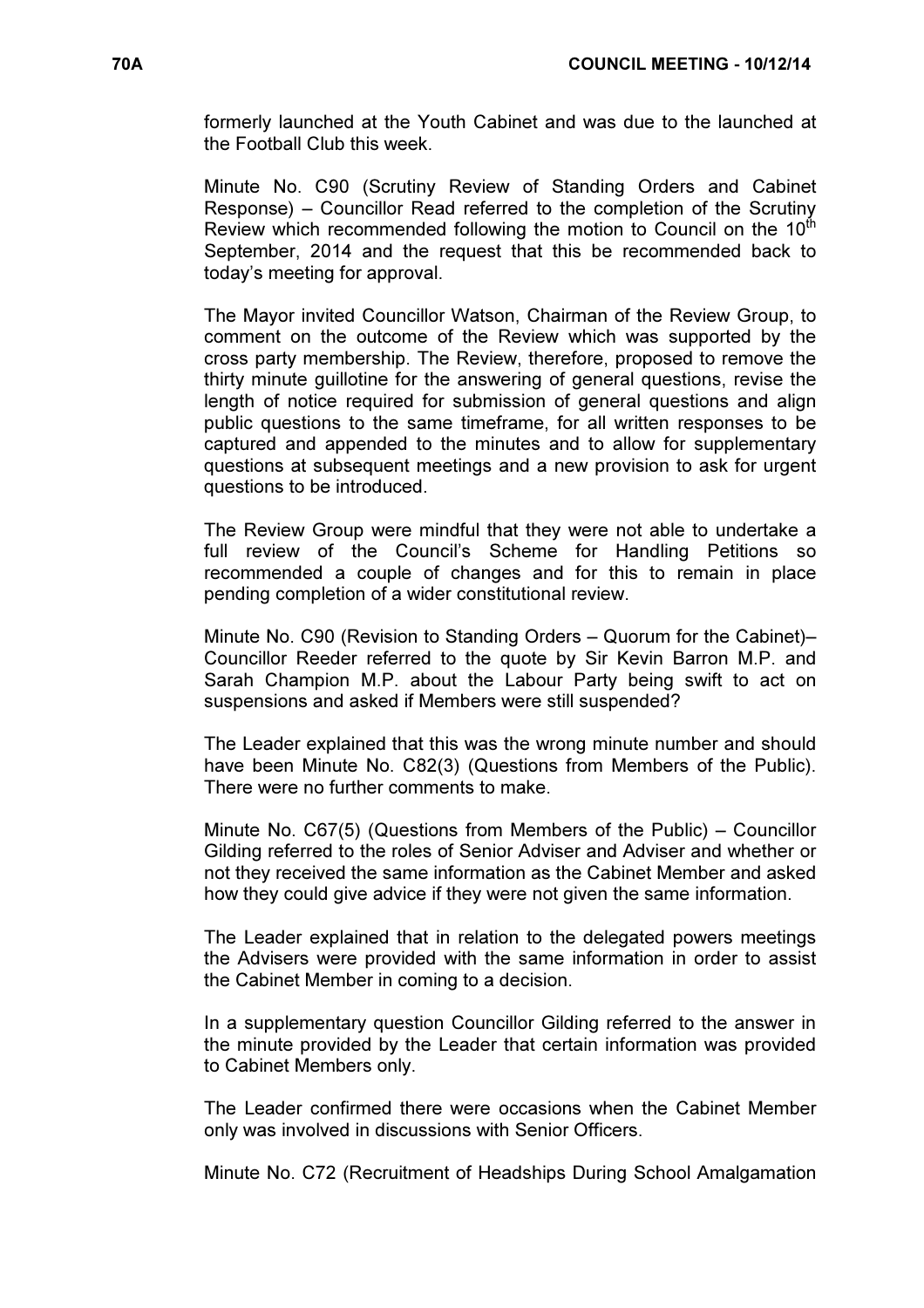formerly launched at the Youth Cabinet and was due to the launched at the Football Club this week.

Minute No. C90 (Scrutiny Review of Standing Orders and Cabinet Response) – Councillor Read referred to the completion of the Scrutiny Review which recommended following the motion to Council on the 10th September, 2014 and the request that this be recommended back to today's meeting for approval.

The Mayor invited Councillor Watson, Chairman of the Review Group, to comment on the outcome of the Review which was supported by the cross party membership. The Review, therefore, proposed to remove the thirty minute guillotine for the answering of general questions, revise the length of notice required for submission of general questions and align public questions to the same timeframe, for all written responses to be captured and appended to the minutes and to allow for supplementary questions at subsequent meetings and a new provision to ask for urgent questions to be introduced.

The Review Group were mindful that they were not able to undertake a full review of the Council's Scheme for Handling Petitions so recommended a couple of changes and for this to remain in place pending completion of a wider constitutional review.

Minute No. C90 (Revision to Standing Orders – Quorum for the Cabinet)– Councillor Reeder referred to the quote by Sir Kevin Barron M.P. and Sarah Champion M.P. about the Labour Party being swift to act on suspensions and asked if Members were still suspended?

The Leader explained that this was the wrong minute number and should have been Minute No. C82(3) (Questions from Members of the Public). There were no further comments to make.

Minute No. C67(5) (Questions from Members of the Public) – Councillor Gilding referred to the roles of Senior Adviser and Adviser and whether or not they received the same information as the Cabinet Member and asked how they could give advice if they were not given the same information.

The Leader explained that in relation to the delegated powers meetings the Advisers were provided with the same information in order to assist the Cabinet Member in coming to a decision.

In a supplementary question Councillor Gilding referred to the answer in the minute provided by the Leader that certain information was provided to Cabinet Members only.

The Leader confirmed there were occasions when the Cabinet Member only was involved in discussions with Senior Officers.

Minute No. C72 (Recruitment of Headships During School Amalgamation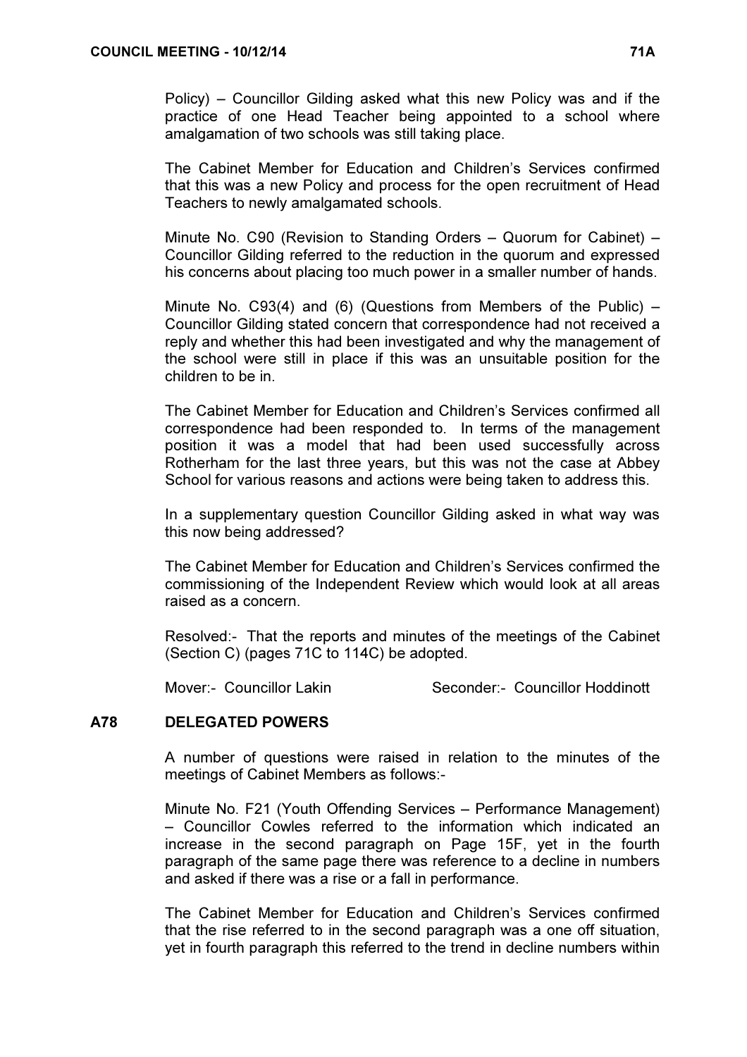Policy) – Councillor Gilding asked what this new Policy was and if the practice of one Head Teacher being appointed to a school where amalgamation of two schools was still taking place.

The Cabinet Member for Education and Children's Services confirmed that this was a new Policy and process for the open recruitment of Head Teachers to newly amalgamated schools.

Minute No. C90 (Revision to Standing Orders – Quorum for Cabinet) – Councillor Gilding referred to the reduction in the quorum and expressed his concerns about placing too much power in a smaller number of hands.

Minute No. C93(4) and (6) (Questions from Members of the Public) – Councillor Gilding stated concern that correspondence had not received a reply and whether this had been investigated and why the management of the school were still in place if this was an unsuitable position for the children to be in.

The Cabinet Member for Education and Children's Services confirmed all correspondence had been responded to. In terms of the management position it was a model that had been used successfully across Rotherham for the last three years, but this was not the case at Abbey School for various reasons and actions were being taken to address this.

In a supplementary question Councillor Gilding asked in what way was this now being addressed?

The Cabinet Member for Education and Children's Services confirmed the commissioning of the Independent Review which would look at all areas raised as a concern.

Resolved:- That the reports and minutes of the meetings of the Cabinet (Section C) (pages 71C to 114C) be adopted.

Mover:- Councillor Lakin Seconder:- Councillor Hoddinott

## A78 DELEGATED POWERS

A number of questions were raised in relation to the minutes of the meetings of Cabinet Members as follows:-

Minute No. F21 (Youth Offending Services – Performance Management) – Councillor Cowles referred to the information which indicated an increase in the second paragraph on Page 15F, yet in the fourth paragraph of the same page there was reference to a decline in numbers and asked if there was a rise or a fall in performance.

The Cabinet Member for Education and Children's Services confirmed that the rise referred to in the second paragraph was a one off situation, yet in fourth paragraph this referred to the trend in decline numbers within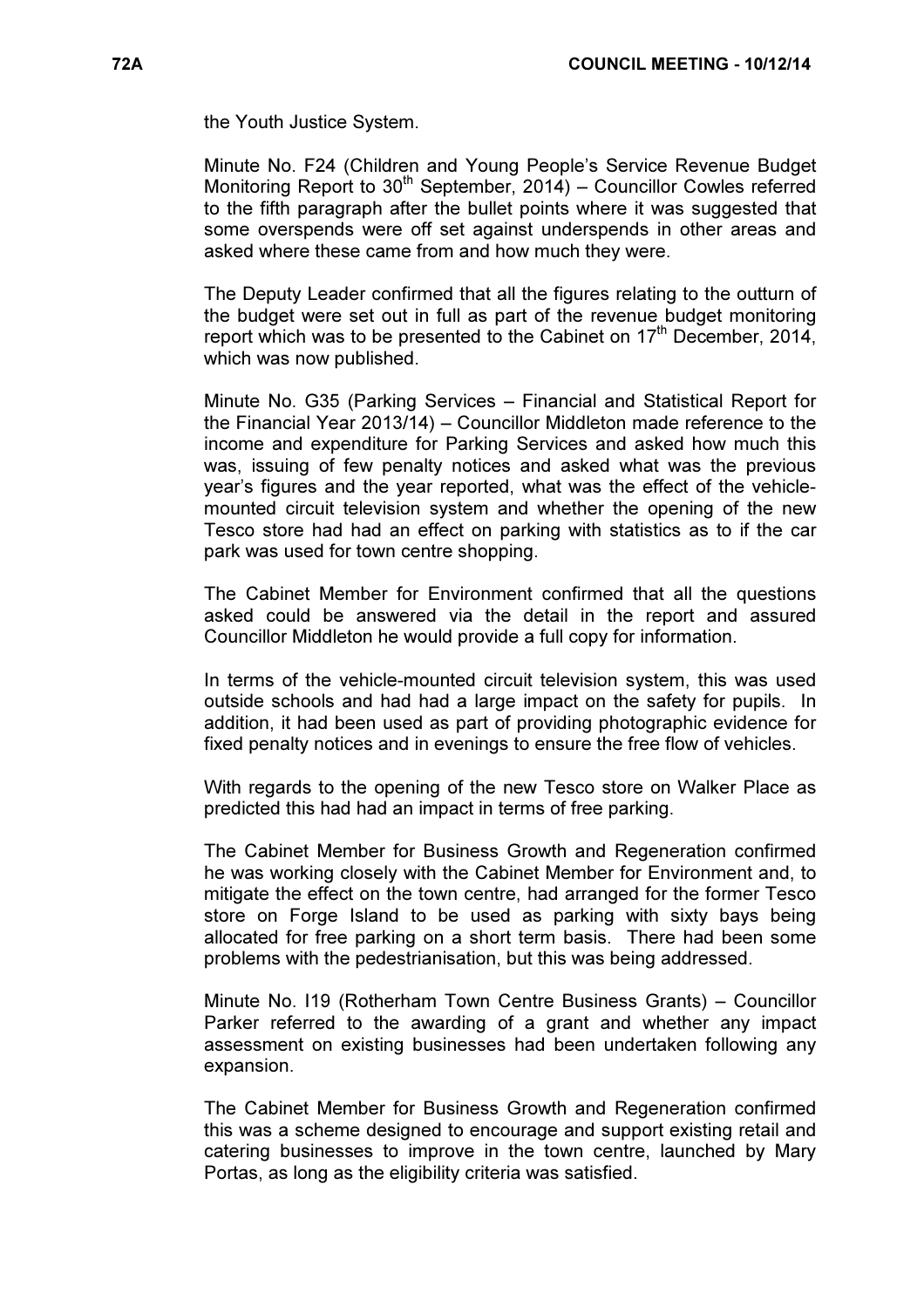the Youth Justice System.

Minute No. F24 (Children and Young People's Service Revenue Budget Monitoring Report to 30th September, 2014) – Councillor Cowles referred to the fifth paragraph after the bullet points where it was suggested that some overspends were off set against underspends in other areas and asked where these came from and how much they were.

The Deputy Leader confirmed that all the figures relating to the outturn of the budget were set out in full as part of the revenue budget monitoring report which was to be presented to the Cabinet on 17th December, 2014, which was now published.

Minute No. G35 (Parking Services – Financial and Statistical Report for the Financial Year 2013/14) – Councillor Middleton made reference to the income and expenditure for Parking Services and asked how much this was, issuing of few penalty notices and asked what was the previous year's figures and the year reported, what was the effect of the vehicle-mounted circuit television system and whether the opening of the new Tesco store had had an effect on parking with statistics as to if the car park was used for town centre shopping.

The Cabinet Member for Environment confirmed that all the questions asked could be answered via the detail in the report and assured Councillor Middleton he would provide a full copy for information.

In terms of the vehicle-mounted circuit television system, this was used outside schools and had had a large impact on the safety for pupils. In addition, it had been used as part of providing photographic evidence for fixed penalty notices and in evenings to ensure the free flow of vehicles.

With regards to the opening of the new Tesco store on Walker Place as predicted this had had an impact in terms of free parking.

The Cabinet Member for Business Growth and Regeneration confirmed he was working closely with the Cabinet Member for Environment and, to mitigate the effect on the town centre, had arranged for the former Tesco store on Forge Island to be used as parking with sixty bays being allocated for free parking on a short term basis. There had been some problems with the pedestrianisation, but this was being addressed.

Minute No. I19 (Rotherham Town Centre Business Grants) – Councillor Parker referred to the awarding of a grant and whether any impact assessment on existing businesses had been undertaken following any expansion.

The Cabinet Member for Business Growth and Regeneration confirmed this was a scheme designed to encourage and support existing retail and catering businesses to improve in the town centre, launched by Mary Portas, as long as the eligibility criteria was satisfied.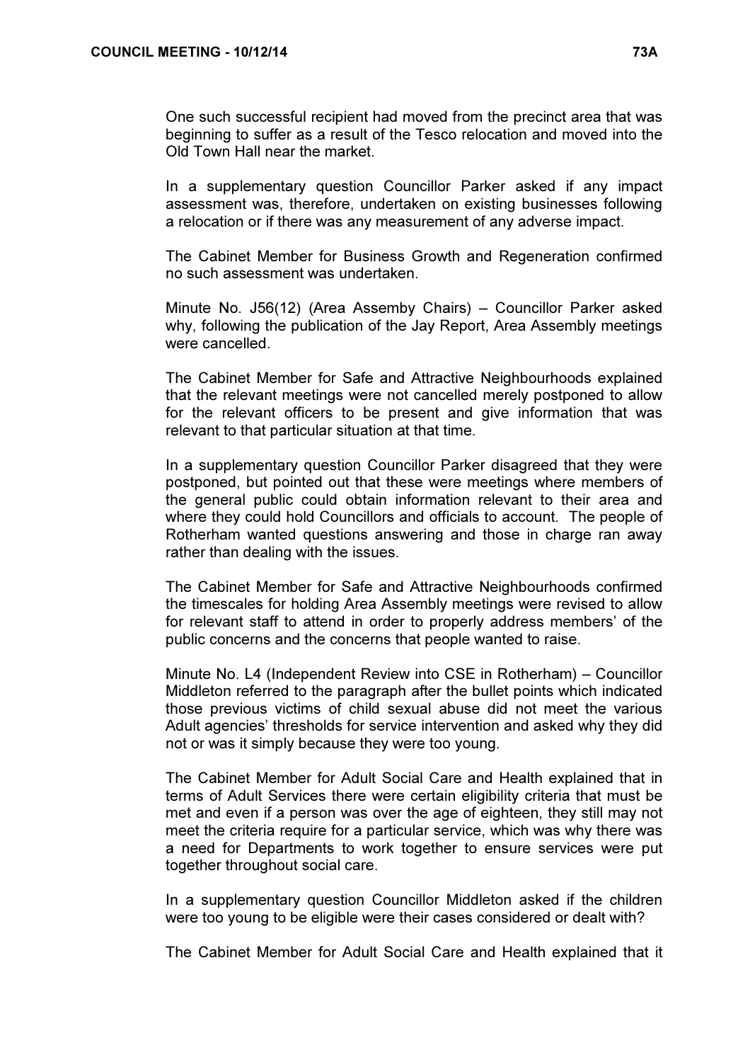One such successful recipient had moved from the precinct area that was beginning to suffer as a result of the Tesco relocation and moved into the Old Town Hall near the market.

In a supplementary question Councillor Parker asked if any impact assessment was, therefore, undertaken on existing businesses following a relocation or if there was any measurement of any adverse impact.

The Cabinet Member for Business Growth and Regeneration confirmed no such assessment was undertaken.

Minute No. J56(12) (Area Assemby Chairs) – Councillor Parker asked why, following the publication of the Jay Report, Area Assembly meetings were cancelled.

The Cabinet Member for Safe and Attractive Neighbourhoods explained that the relevant meetings were not cancelled merely postponed to allow for the relevant officers to be present and give information that was relevant to that particular situation at that time.

In a supplementary question Councillor Parker disagreed that they were postponed, but pointed out that these were meetings where members of the general public could obtain information relevant to their area and where they could hold Councillors and officials to account. The people of Rotherham wanted questions answering and those in charge ran away rather than dealing with the issues.

The Cabinet Member for Safe and Attractive Neighbourhoods confirmed the timescales for holding Area Assembly meetings were revised to allow for relevant staff to attend in order to properly address members' of the public concerns and the concerns that people wanted to raise.

Minute No. L4 (Independent Review into CSE in Rotherham) – Councillor Middleton referred to the paragraph after the bullet points which indicated those previous victims of child sexual abuse did not meet the various Adult agencies' thresholds for service intervention and asked why they did not or was it simply because they were too young.

The Cabinet Member for Adult Social Care and Health explained that in terms of Adult Services there were certain eligibility criteria that must be met and even if a person was over the age of eighteen, they still may not meet the criteria require for a particular service, which was why there was a need for Departments to work together to ensure services were put together throughout social care.

In a supplementary question Councillor Middleton asked if the children were too young to be eligible were their cases considered or dealt with?

The Cabinet Member for Adult Social Care and Health explained that it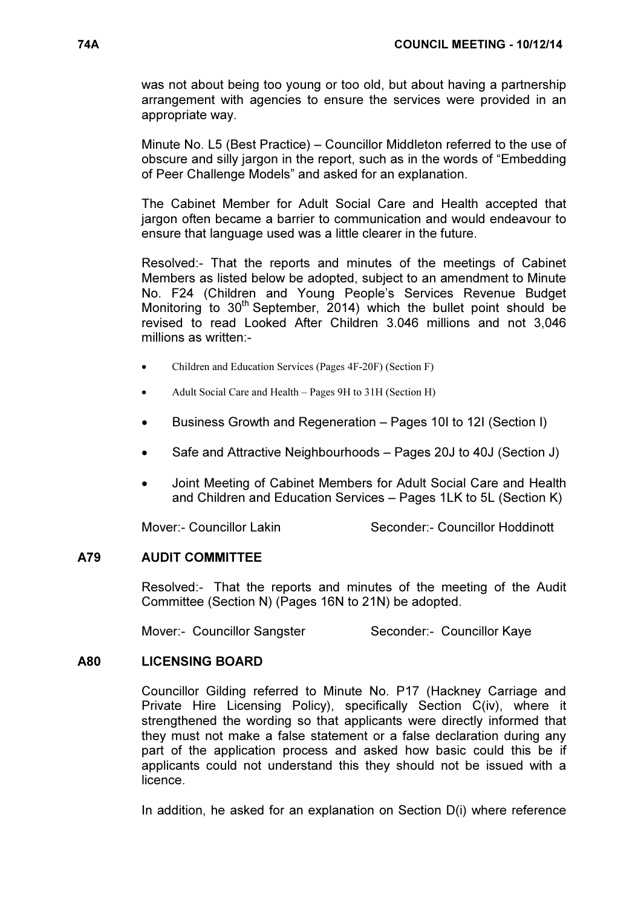was not about being too young or too old, but about having a partnership arrangement with agencies to ensure the services were provided in an appropriate way.

Minute No. L5 (Best Practice) – Councillor Middleton referred to the use of obscure and silly jargon in the report, such as in the words of "Embedding of Peer Challenge Models" and asked for an explanation.

The Cabinet Member for Adult Social Care and Health accepted that jargon often became a barrier to communication and would endeavour to ensure that language used was a little clearer in the future.

Resolved:- That the reports and minutes of the meetings of Cabinet Members as listed below be adopted, subject to an amendment to Minute No. F24 (Children and Young People's Services Revenue Budget Monitoring to 30th September, 2014) which the bullet point should be revised to read Looked After Children 3.046 millions and not 3,046 millions as written:-

- Children and Education Services (Pages 4F-20F) (Section F)
- Adult Social Care and Health – Pages 9H to 31H (Section H)
- Business Growth and Regeneration – Pages 10I to 12I (Section I)
- Safe and Attractive Neighbourhoods – Pages 20J to 40J (Section J)
- Joint Meeting of Cabinet Members for Adult Social Care and Health and Children and Education Services – Pages 1LK to 5L (Section K)

Mover:- Councillor Lakin Seconder:- Councillor Hoddinott

## A79 AUDIT COMMITTEE

Resolved:- That the reports and minutes of the meeting of the Audit Committee (Section N) (Pages 16N to 21N) be adopted.

Mover:- Councillor Sangster Seconder:- Councillor Kaye

## A80 LICENSING BOARD

Councillor Gilding referred to Minute No. P17 (Hackney Carriage and Private Hire Licensing Policy), specifically Section C(iv), where it strengthened the wording so that applicants were directly informed that they must not make a false statement or a false declaration during any part of the application process and asked how basic could this be if applicants could not understand this they should not be issued with a licence.

In addition, he asked for an explanation on Section D(i) where reference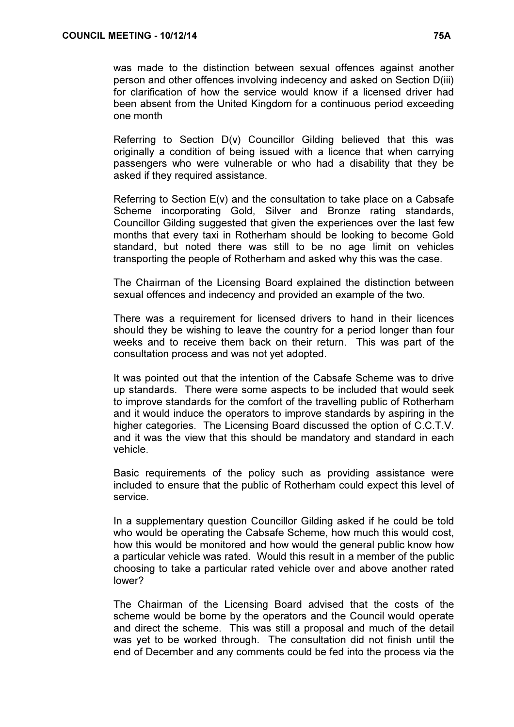was made to the distinction between sexual offences against another person and other offences involving indecency and asked on Section D(iii) for clarification of how the service would know if a licensed driver had been absent from the United Kingdom for a continuous period exceeding one month

Referring to Section D(v) Councillor Gilding believed that this was originally a condition of being issued with a licence that when carrying passengers who were vulnerable or who had a disability that they be asked if they required assistance.

Referring to Section E(v) and the consultation to take place on a Cabsafe Scheme incorporating Gold, Silver and Bronze rating standards, Councillor Gilding suggested that given the experiences over the last few months that every taxi in Rotherham should be looking to become Gold standard, but noted there was still to be no age limit on vehicles transporting the people of Rotherham and asked why this was the case.

The Chairman of the Licensing Board explained the distinction between sexual offences and indecency and provided an example of the two.

There was a requirement for licensed drivers to hand in their licences should they be wishing to leave the country for a period longer than four weeks and to receive them back on their return. This was part of the consultation process and was not yet adopted.

It was pointed out that the intention of the Cabsafe Scheme was to drive up standards. There were some aspects to be included that would seek to improve standards for the comfort of the travelling public of Rotherham and it would induce the operators to improve standards by aspiring in the higher categories. The Licensing Board discussed the option of C.C.T.V. and it was the view that this should be mandatory and standard in each vehicle.

Basic requirements of the policy such as providing assistance were included to ensure that the public of Rotherham could expect this level of service.

In a supplementary question Councillor Gilding asked if he could be told who would be operating the Cabsafe Scheme, how much this would cost, how this would be monitored and how would the general public know how a particular vehicle was rated. Would this result in a member of the public choosing to take a particular rated vehicle over and above another rated lower?

The Chairman of the Licensing Board advised that the costs of the scheme would be borne by the operators and the Council would operate and direct the scheme. This was still a proposal and much of the detail was yet to be worked through. The consultation did not finish until the end of December and any comments could be fed into the process via the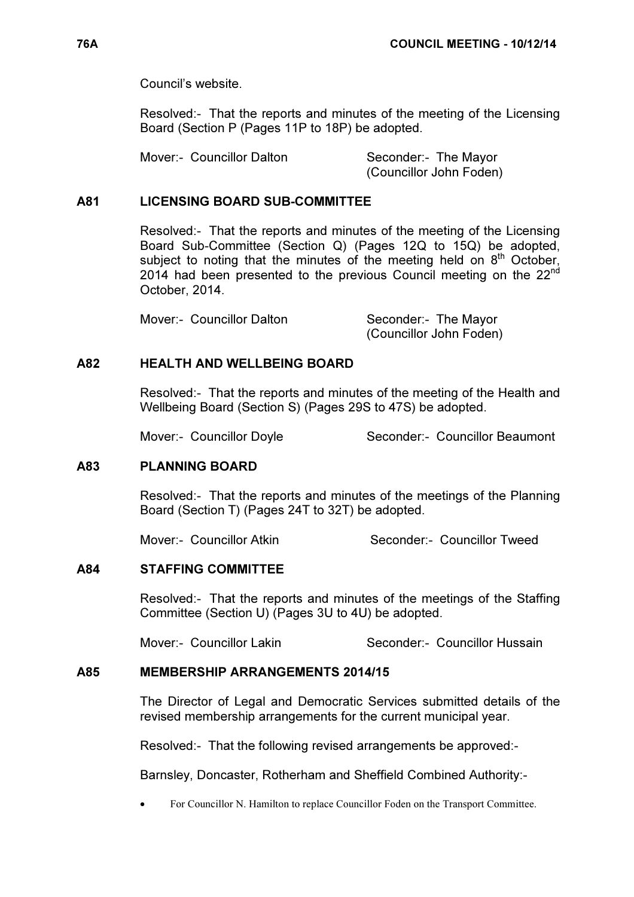Council's website.

Resolved:- That the reports and minutes of the meeting of the Licensing Board (Section P (Pages 11P to 18P) be adopted.

Mover:- Councillor Dalton Seconder:- The Mayor (Councillor John Foden)

## A81 LICENSING BOARD SUB-COMMITTEE

Resolved:- That the reports and minutes of the meeting of the Licensing Board Sub-Committee (Section Q) (Pages 12Q to 15Q) be adopted, subject to noting that the minutes of the meeting held on 8th October, 2014 had been presented to the previous Council meeting on the 22nd October, 2014.

Mover:- Councillor Dalton Seconder:- The Mayor (Councillor John Foden)

## A82 HEALTH AND WELLBEING BOARD

Resolved:- That the reports and minutes of the meeting of the Health and Wellbeing Board (Section S) (Pages 29S to 47S) be adopted.

Mover:- Councillor Doyle Seconder:- Councillor Beaumont

## A83 PLANNING BOARD

Resolved:- That the reports and minutes of the meetings of the Planning Board (Section T) (Pages 24T to 32T) be adopted.

Mover:- Councillor Atkin Seconder:- Councillor Tweed

## A84 STAFFING COMMITTEE

Resolved:- That the reports and minutes of the meetings of the Staffing Committee (Section U) (Pages 3U to 4U) be adopted.

Mover:- Councillor Lakin Seconder:- Councillor Hussain

## A85 MEMBERSHIP ARRANGEMENTS 2014/15

The Director of Legal and Democratic Services submitted details of the revised membership arrangements for the current municipal year.

Resolved:- That the following revised arrangements be approved:-

Barnsley, Doncaster, Rotherham and Sheffield Combined Authority:-

- For Councillor N. Hamilton to replace Councillor Foden on the Transport Committee.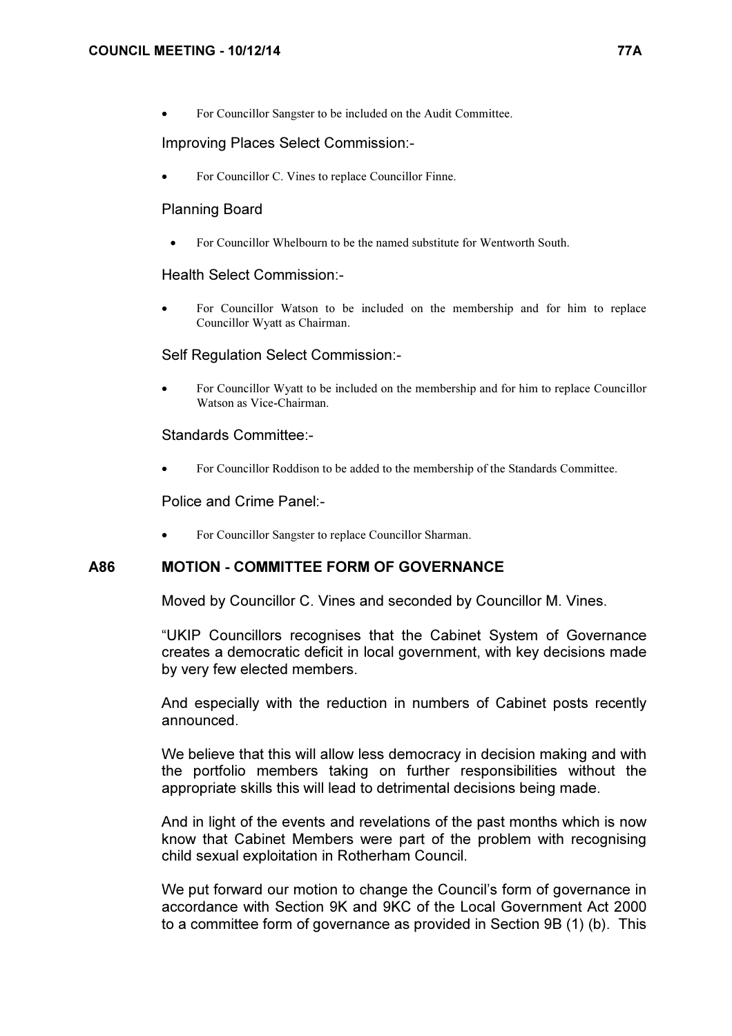- For Councillor Sangster to be included on the Audit Committee.

Improving Places Select Commission:-

- For Councillor C. Vines to replace Councillor Finne.

Planning Board

- For Councillor Whelbourn to be the named substitute for Wentworth South.

Health Select Commission:-

- For Councillor Watson to be included on the membership and for him to replace Councillor Wyatt as Chairman.

Self Regulation Select Commission:-

- For Councillor Wyatt to be included on the membership and for him to replace Councillor Watson as Vice-Chairman.

Standards Committee:-

- For Councillor Roddison to be added to the membership of the Standards Committee.

Police and Crime Panel:-

- For Councillor Sangster to replace Councillor Sharman.

## A86 MOTION - COMMITTEE FORM OF GOVERNANCE

Moved by Councillor C. Vines and seconded by Councillor M. Vines.

"UKIP Councillors recognises that the Cabinet System of Governance creates a democratic deficit in local government, with key decisions made by very few elected members.

And especially with the reduction in numbers of Cabinet posts recently announced.

We believe that this will allow less democracy in decision making and with the portfolio members taking on further responsibilities without the appropriate skills this will lead to detrimental decisions being made.

And in light of the events and revelations of the past months which is now know that Cabinet Members were part of the problem with recognising child sexual exploitation in Rotherham Council.

We put forward our motion to change the Council's form of governance in accordance with Section 9K and 9KC of the Local Government Act 2000 to a committee form of governance as provided in Section 9B (1) (b). This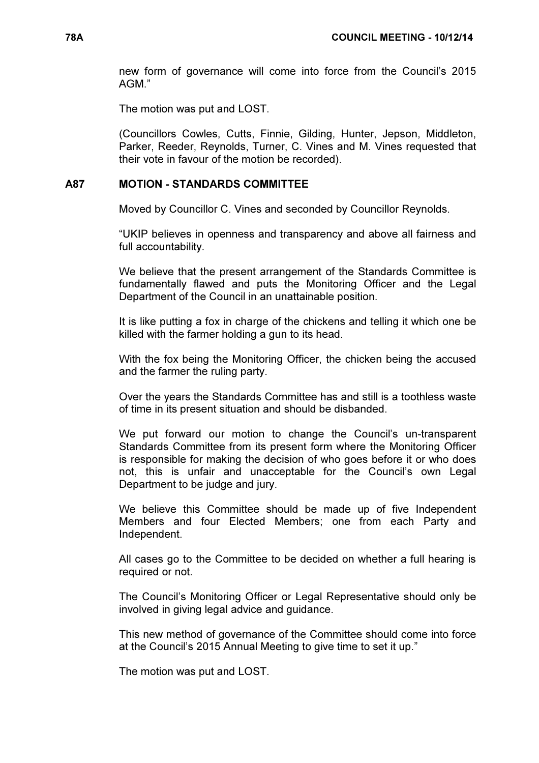new form of governance will come into force from the Council's 2015 AGM."

The motion was put and LOST.

(Councillors Cowles, Cutts, Finnie, Gilding, Hunter, Jepson, Middleton, Parker, Reeder, Reynolds, Turner, C. Vines and M. Vines requested that their vote in favour of the motion be recorded).

## A87 MOTION - STANDARDS COMMITTEE

Moved by Councillor C. Vines and seconded by Councillor Reynolds.

"UKIP believes in openness and transparency and above all fairness and full accountability.

We believe that the present arrangement of the Standards Committee is fundamentally flawed and puts the Monitoring Officer and the Legal Department of the Council in an unattainable position.

It is like putting a fox in charge of the chickens and telling it which one be killed with the farmer holding a gun to its head.

With the fox being the Monitoring Officer, the chicken being the accused and the farmer the ruling party.

Over the years the Standards Committee has and still is a toothless waste of time in its present situation and should be disbanded.

We put forward our motion to change the Council's un-transparent Standards Committee from its present form where the Monitoring Officer is responsible for making the decision of who goes before it or who does not, this is unfair and unacceptable for the Council's own Legal Department to be judge and jury.

We believe this Committee should be made up of five Independent Members and four Elected Members; one from each Party and Independent.

All cases go to the Committee to be decided on whether a full hearing is required or not.

The Council's Monitoring Officer or Legal Representative should only be involved in giving legal advice and guidance.

This new method of governance of the Committee should come into force at the Council's 2015 Annual Meeting to give time to set it up."

The motion was put and LOST.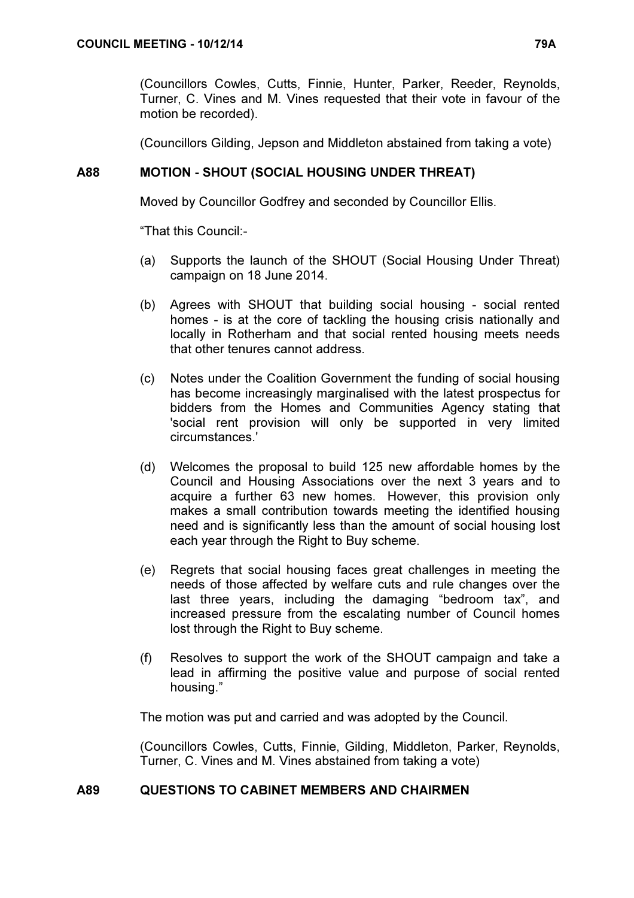(Councillors Cowles, Cutts, Finnie, Hunter, Parker, Reeder, Reynolds, Turner, C. Vines and M. Vines requested that their vote in favour of the motion be recorded).

(Councillors Gilding, Jepson and Middleton abstained from taking a vote)

## A88 MOTION - SHOUT (SOCIAL HOUSING UNDER THREAT)

Moved by Councillor Godfrey and seconded by Councillor Ellis.

"That this Council:-

(a) Supports the launch of the SHOUT (Social Housing Under Threat) campaign on 18 June 2014.

(b) Agrees with SHOUT that building social housing - social rented homes - is at the core of tackling the housing crisis nationally and locally in Rotherham and that social rented housing meets needs that other tenures cannot address.

(c) Notes under the Coalition Government the funding of social housing has become increasingly marginalised with the latest prospectus for bidders from the Homes and Communities Agency stating that 'social rent provision will only be supported in very limited circumstances.'

(d) Welcomes the proposal to build 125 new affordable homes by the Council and Housing Associations over the next 3 years and to acquire a further 63 new homes. However, this provision only makes a small contribution towards meeting the identified housing need and is significantly less than the amount of social housing lost each year through the Right to Buy scheme.

(e) Regrets that social housing faces great challenges in meeting the needs of those affected by welfare cuts and rule changes over the last three years, including the damaging "bedroom tax", and increased pressure from the escalating number of Council homes lost through the Right to Buy scheme.

(f) Resolves to support the work of the SHOUT campaign and take a lead in affirming the positive value and purpose of social rented housing."

The motion was put and carried and was adopted by the Council.

(Councillors Cowles, Cutts, Finnie, Gilding, Middleton, Parker, Reynolds, Turner, C. Vines and M. Vines abstained from taking a vote)

## A89 QUESTIONS TO CABINET MEMBERS AND CHAIRMEN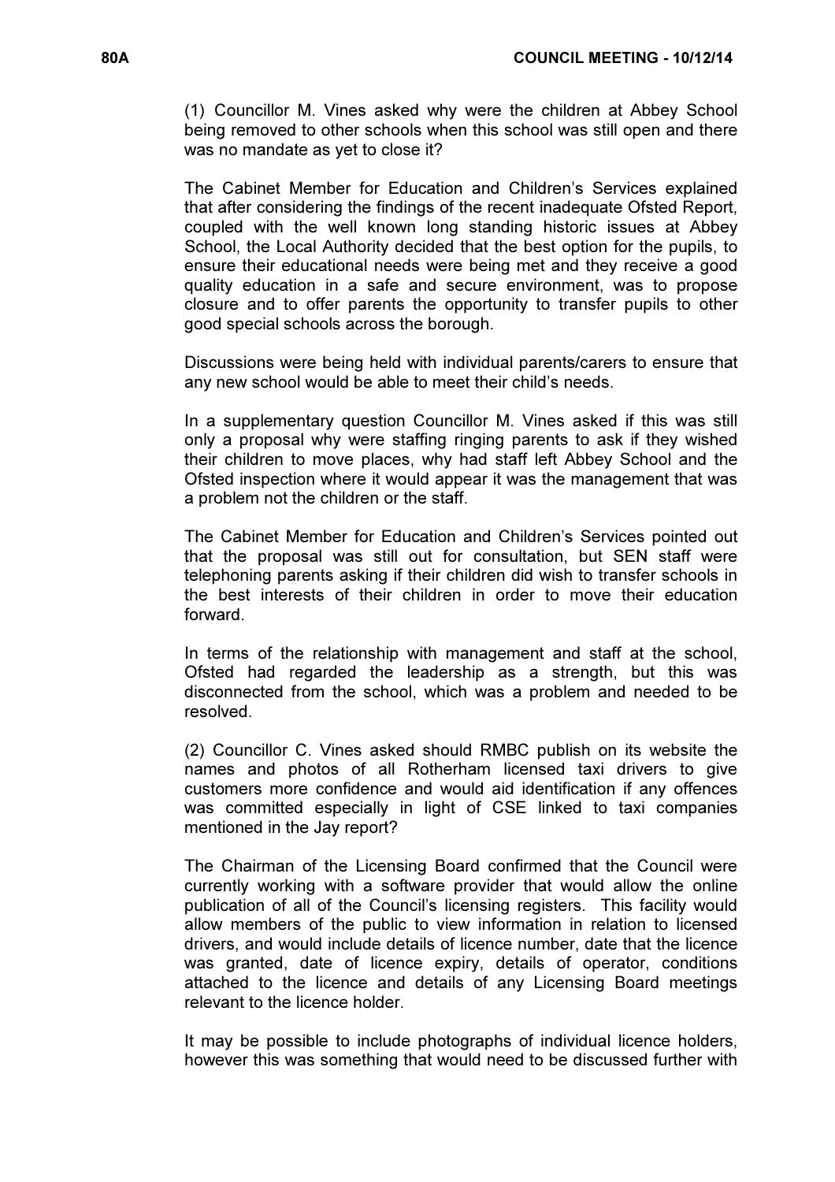(1) Councillor M. Vines asked why were the children at Abbey School being removed to other schools when this school was still open and there was no mandate as yet to close it?

The Cabinet Member for Education and Children's Services explained that after considering the findings of the recent inadequate Ofsted Report, coupled with the well known long standing historic issues at Abbey School, the Local Authority decided that the best option for the pupils, to ensure their educational needs were being met and they receive a good quality education in a safe and secure environment, was to propose closure and to offer parents the opportunity to transfer pupils to other good special schools across the borough.

Discussions were being held with individual parents/carers to ensure that any new school would be able to meet their child's needs.

In a supplementary question Councillor M. Vines asked if this was still only a proposal why were staffing ringing parents to ask if they wished their children to move places, why had staff left Abbey School and the Ofsted inspection where it would appear it was the management that was a problem not the children or the staff.

The Cabinet Member for Education and Children's Services pointed out that the proposal was still out for consultation, but SEN staff were telephoning parents asking if their children did wish to transfer schools in the best interests of their children in order to move their education forward.

In terms of the relationship with management and staff at the school, Ofsted had regarded the leadership as a strength, but this was disconnected from the school, which was a problem and needed to be resolved.

(2) Councillor C. Vines asked should RMBC publish on its website the names and photos of all Rotherham licensed taxi drivers to give customers more confidence and would aid identification if any offences was committed especially in light of CSE linked to taxi companies mentioned in the Jay report?

The Chairman of the Licensing Board confirmed that the Council were currently working with a software provider that would allow the online publication of all of the Council's licensing registers. This facility would allow members of the public to view information in relation to licensed drivers, and would include details of licence number, date that the licence was granted, date of licence expiry, details of operator, conditions attached to the licence and details of any Licensing Board meetings relevant to the licence holder.

It may be possible to include photographs of individual licence holders, however this was something that would need to be discussed further with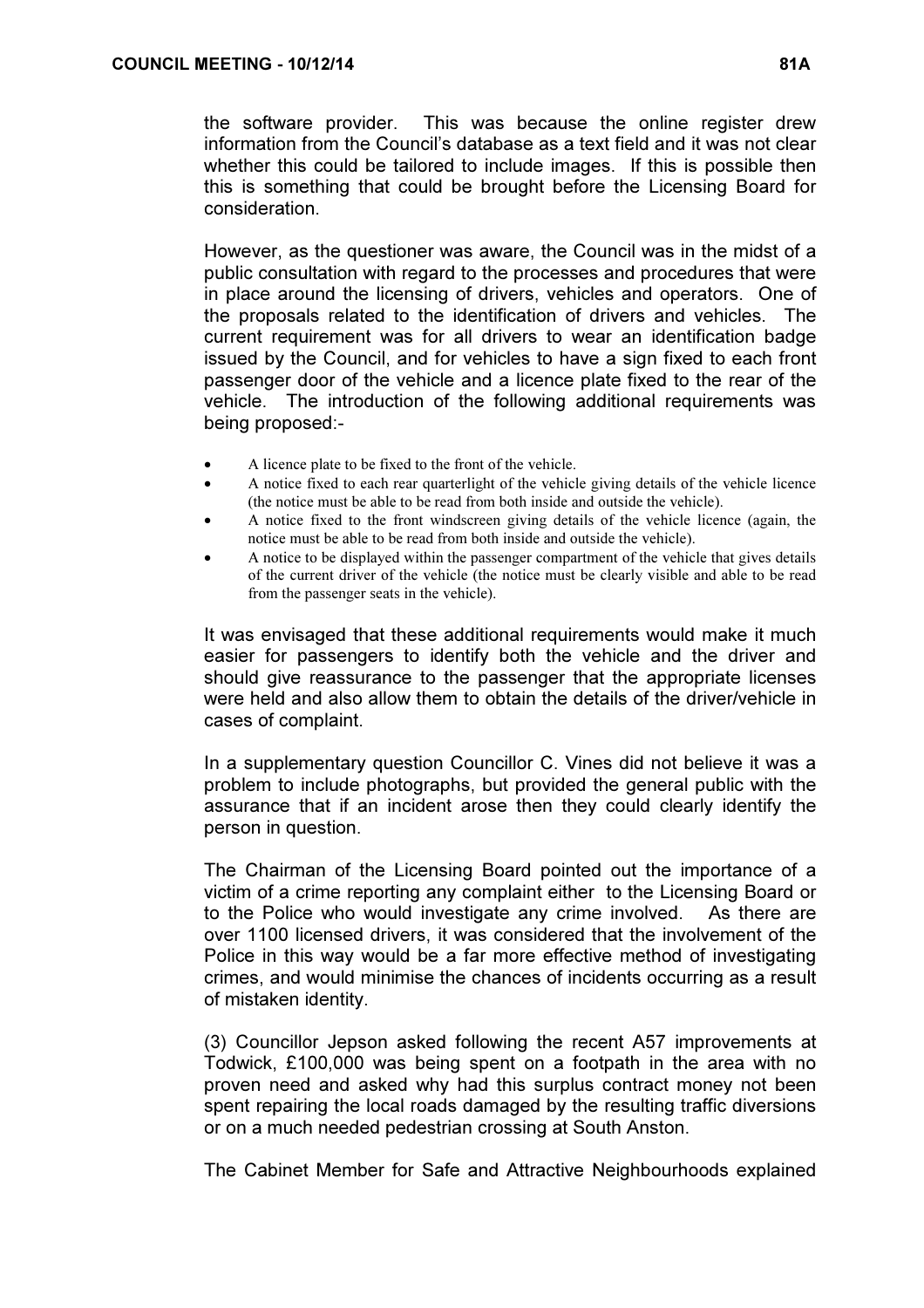the software provider. This was because the online register drew information from the Council's database as a text field and it was not clear whether this could be tailored to include images. If this is possible then this is something that could be brought before the Licensing Board for consideration.

However, as the questioner was aware, the Council was in the midst of a public consultation with regard to the processes and procedures that were in place around the licensing of drivers, vehicles and operators. One of the proposals related to the identification of drivers and vehicles. The current requirement was for all drivers to wear an identification badge issued by the Council, and for vehicles to have a sign fixed to each front passenger door of the vehicle and a licence plate fixed to the rear of the vehicle. The introduction of the following additional requirements was being proposed:-

- A licence plate to be fixed to the front of the vehicle.
- A notice fixed to each rear quarterlight of the vehicle giving details of the vehicle licence (the notice must be able to be read from both inside and outside the vehicle).
- A notice fixed to the front windscreen giving details of the vehicle licence (again, the notice must be able to be read from both inside and outside the vehicle).
- A notice to be displayed within the passenger compartment of the vehicle that gives details of the current driver of the vehicle (the notice must be clearly visible and able to be read from the passenger seats in the vehicle).

It was envisaged that these additional requirements would make it much easier for passengers to identify both the vehicle and the driver and should give reassurance to the passenger that the appropriate licenses were held and also allow them to obtain the details of the driver/vehicle in cases of complaint.

In a supplementary question Councillor C. Vines did not believe it was a problem to include photographs, but provided the general public with the assurance that if an incident arose then they could clearly identify the person in question.

The Chairman of the Licensing Board pointed out the importance of a victim of a crime reporting any complaint either to the Licensing Board or to the Police who would investigate any crime involved. As there are over 1100 licensed drivers, it was considered that the involvement of the Police in this way would be a far more effective method of investigating crimes, and would minimise the chances of incidents occurring as a result of mistaken identity.

(3) Councillor Jepson asked following the recent A57 improvements at Todwick, £100,000 was being spent on a footpath in the area with no proven need and asked why had this surplus contract money not been spent repairing the local roads damaged by the resulting traffic diversions or on a much needed pedestrian crossing at South Anston.

The Cabinet Member for Safe and Attractive Neighbourhoods explained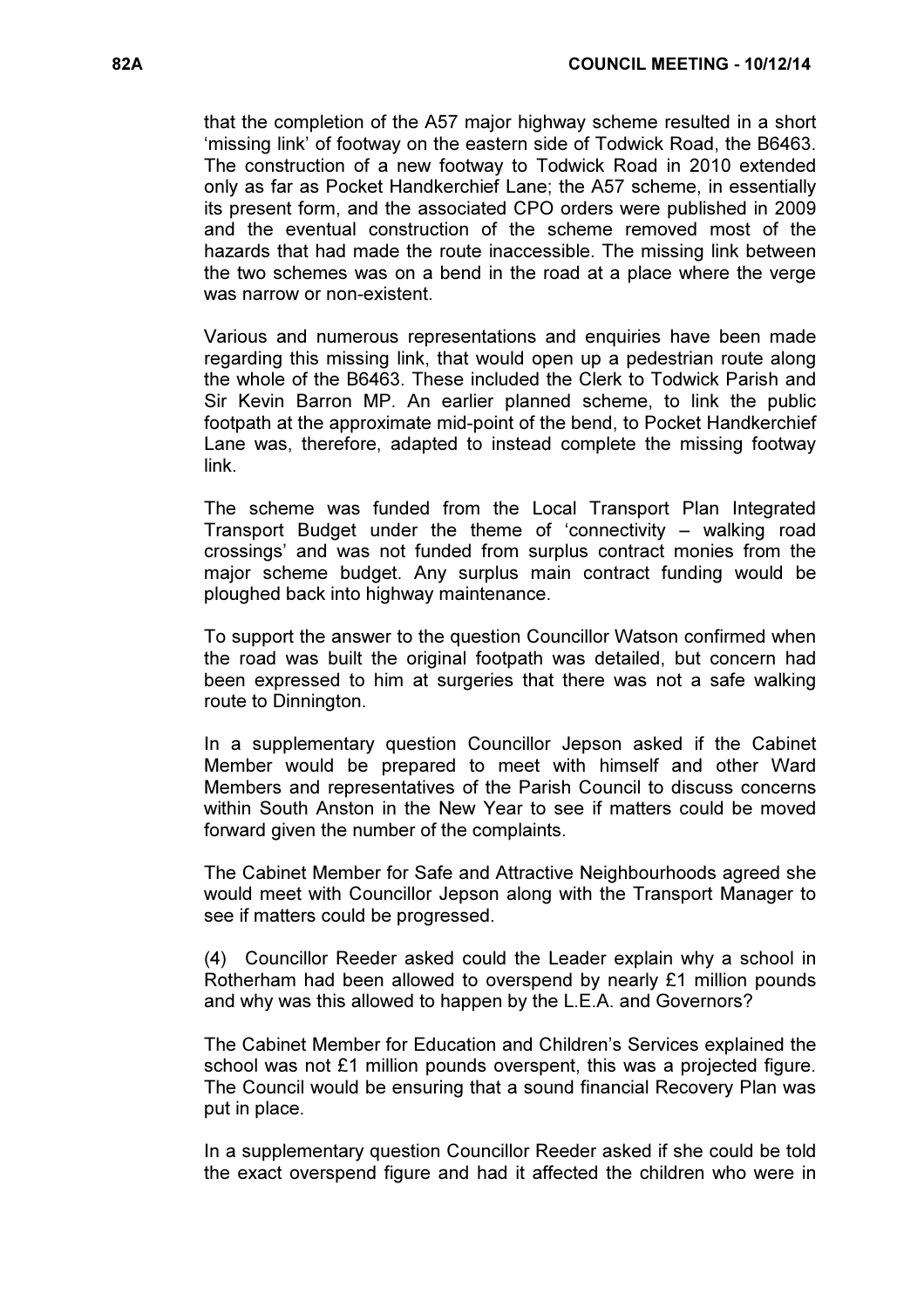that the completion of the A57 major highway scheme resulted in a short 'missing link' of footway on the eastern side of Todwick Road, the B6463. The construction of a new footway to Todwick Road in 2010 extended only as far as Pocket Handkerchief Lane; the A57 scheme, in essentially its present form, and the associated CPO orders were published in 2009 and the eventual construction of the scheme removed most of the hazards that had made the route inaccessible. The missing link between the two schemes was on a bend in the road at a place where the verge was narrow or non-existent.

Various and numerous representations and enquiries have been made regarding this missing link, that would open up a pedestrian route along the whole of the B6463. These included the Clerk to Todwick Parish and Sir Kevin Barron MP. An earlier planned scheme, to link the public footpath at the approximate mid-point of the bend, to Pocket Handkerchief Lane was, therefore, adapted to instead complete the missing footway link.

The scheme was funded from the Local Transport Plan Integrated Transport Budget under the theme of 'connectivity – walking road crossings' and was not funded from surplus contract monies from the major scheme budget. Any surplus main contract funding would be ploughed back into highway maintenance.

To support the answer to the question Councillor Watson confirmed when the road was built the original footpath was detailed, but concern had been expressed to him at surgeries that there was not a safe walking route to Dinnington.

In a supplementary question Councillor Jepson asked if the Cabinet Member would be prepared to meet with himself and other Ward Members and representatives of the Parish Council to discuss concerns within South Anston in the New Year to see if matters could be moved forward given the number of the complaints.

The Cabinet Member for Safe and Attractive Neighbourhoods agreed she would meet with Councillor Jepson along with the Transport Manager to see if matters could be progressed.

(4) Councillor Reeder asked could the Leader explain why a school in Rotherham had been allowed to overspend by nearly £1 million pounds and why was this allowed to happen by the L.E.A. and Governors?

The Cabinet Member for Education and Children's Services explained the school was not £1 million pounds overspent, this was a projected figure. The Council would be ensuring that a sound financial Recovery Plan was put in place.

In a supplementary question Councillor Reeder asked if she could be told the exact overspend figure and had it affected the children who were in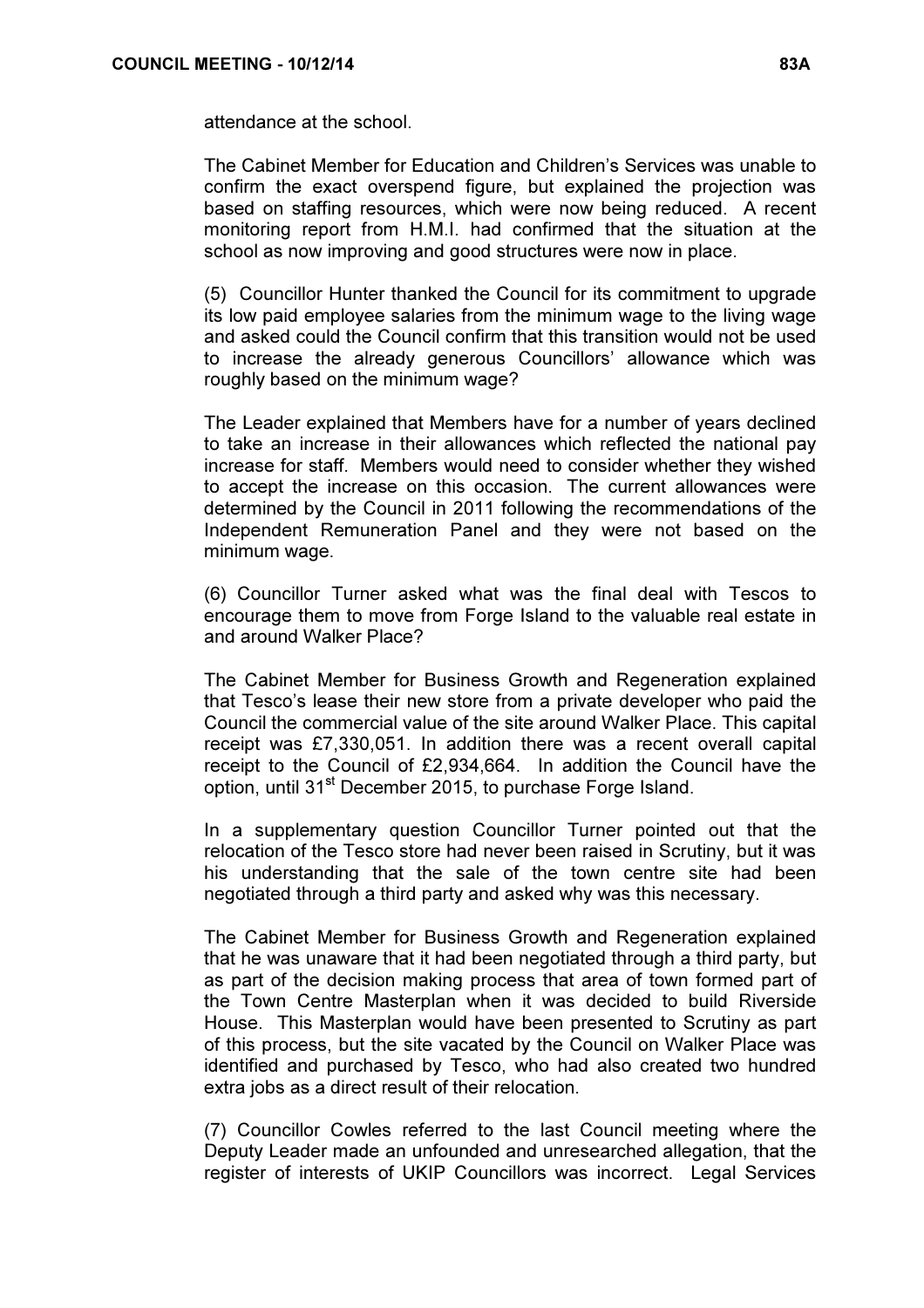attendance at the school.

The Cabinet Member for Education and Children's Services was unable to confirm the exact overspend figure, but explained the projection was based on staffing resources, which were now being reduced. A recent monitoring report from H.M.I. had confirmed that the situation at the school as now improving and good structures were now in place.

(5) Councillor Hunter thanked the Council for its commitment to upgrade its low paid employee salaries from the minimum wage to the living wage and asked could the Council confirm that this transition would not be used to increase the already generous Councillors' allowance which was roughly based on the minimum wage?

The Leader explained that Members have for a number of years declined to take an increase in their allowances which reflected the national pay increase for staff. Members would need to consider whether they wished to accept the increase on this occasion. The current allowances were determined by the Council in 2011 following the recommendations of the Independent Remuneration Panel and they were not based on the minimum wage.

(6) Councillor Turner asked what was the final deal with Tescos to encourage them to move from Forge Island to the valuable real estate in and around Walker Place?

The Cabinet Member for Business Growth and Regeneration explained that Tesco's lease their new store from a private developer who paid the Council the commercial value of the site around Walker Place. This capital receipt was £7,330,051. In addition there was a recent overall capital receipt to the Council of £2,934,664. In addition the Council have the option, until 31st December 2015, to purchase Forge Island.

In a supplementary question Councillor Turner pointed out that the relocation of the Tesco store had never been raised in Scrutiny, but it was his understanding that the sale of the town centre site had been negotiated through a third party and asked why was this necessary.

The Cabinet Member for Business Growth and Regeneration explained that he was unaware that it had been negotiated through a third party, but as part of the decision making process that area of town formed part of the Town Centre Masterplan when it was decided to build Riverside House. This Masterplan would have been presented to Scrutiny as part of this process, but the site vacated by the Council on Walker Place was identified and purchased by Tesco, who had also created two hundred extra jobs as a direct result of their relocation.

(7) Councillor Cowles referred to the last Council meeting where the Deputy Leader made an unfounded and unresearched allegation, that the register of interests of UKIP Councillors was incorrect. Legal Services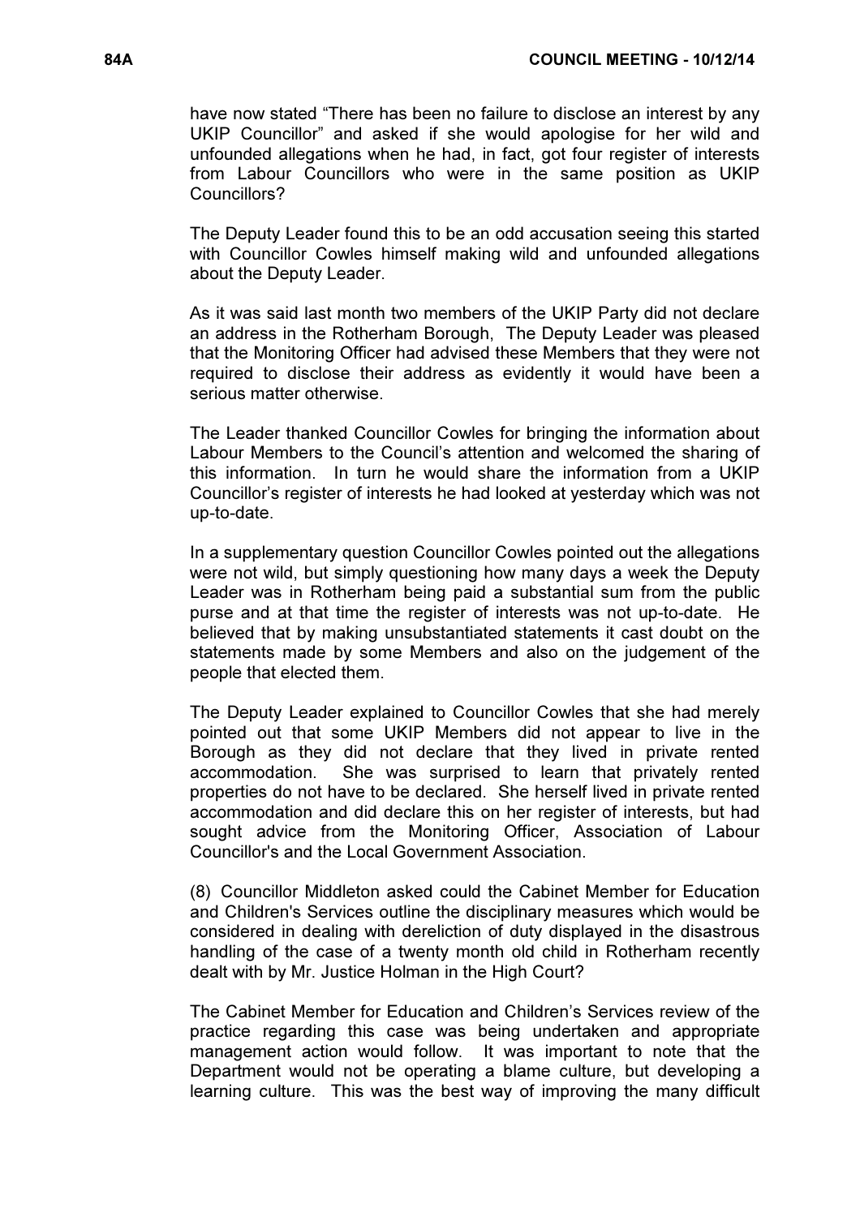have now stated "There has been no failure to disclose an interest by any UKIP Councillor" and asked if she would apologise for her wild and unfounded allegations when he had, in fact, got four register of interests from Labour Councillors who were in the same position as UKIP Councillors?

The Deputy Leader found this to be an odd accusation seeing this started with Councillor Cowles himself making wild and unfounded allegations about the Deputy Leader.

As it was said last month two members of the UKIP Party did not declare an address in the Rotherham Borough, The Deputy Leader was pleased that the Monitoring Officer had advised these Members that they were not required to disclose their address as evidently it would have been a serious matter otherwise.

The Leader thanked Councillor Cowles for bringing the information about Labour Members to the Council's attention and welcomed the sharing of this information. In turn he would share the information from a UKIP Councillor's register of interests he had looked at yesterday which was not up-to-date.

In a supplementary question Councillor Cowles pointed out the allegations were not wild, but simply questioning how many days a week the Deputy Leader was in Rotherham being paid a substantial sum from the public purse and at that time the register of interests was not up-to-date. He believed that by making unsubstantiated statements it cast doubt on the statements made by some Members and also on the judgement of the people that elected them.

The Deputy Leader explained to Councillor Cowles that she had merely pointed out that some UKIP Members did not appear to live in the Borough as they did not declare that they lived in private rented accommodation. She was surprised to learn that privately rented properties do not have to be declared. She herself lived in private rented accommodation and did declare this on her register of interests, but had sought advice from the Monitoring Officer, Association of Labour Councillor's and the Local Government Association.

(8) Councillor Middleton asked could the Cabinet Member for Education and Children's Services outline the disciplinary measures which would be considered in dealing with dereliction of duty displayed in the disastrous handling of the case of a twenty month old child in Rotherham recently dealt with by Mr. Justice Holman in the High Court?

The Cabinet Member for Education and Children's Services review of the practice regarding this case was being undertaken and appropriate management action would follow. It was important to note that the Department would not be operating a blame culture, but developing a learning culture. This was the best way of improving the many difficult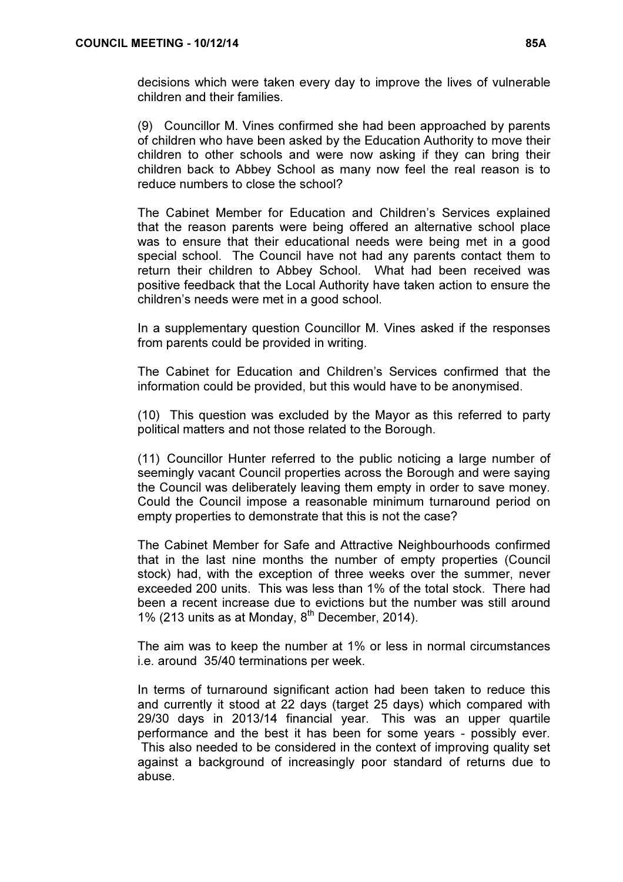decisions which were taken every day to improve the lives of vulnerable children and their families.

(9) Councillor M. Vines confirmed she had been approached by parents of children who have been asked by the Education Authority to move their children to other schools and were now asking if they can bring their children back to Abbey School as many now feel the real reason is to reduce numbers to close the school?

The Cabinet Member for Education and Children's Services explained that the reason parents were being offered an alternative school place was to ensure that their educational needs were being met in a good special school. The Council have not had any parents contact them to return their children to Abbey School. What had been received was positive feedback that the Local Authority have taken action to ensure the children's needs were met in a good school.

In a supplementary question Councillor M. Vines asked if the responses from parents could be provided in writing.

The Cabinet for Education and Children's Services confirmed that the information could be provided, but this would have to be anonymised.

(10) This question was excluded by the Mayor as this referred to party political matters and not those related to the Borough.

(11) Councillor Hunter referred to the public noticing a large number of seemingly vacant Council properties across the Borough and were saying the Council was deliberately leaving them empty in order to save money. Could the Council impose a reasonable minimum turnaround period on empty properties to demonstrate that this is not the case?

The Cabinet Member for Safe and Attractive Neighbourhoods confirmed that in the last nine months the number of empty properties (Council stock) had, with the exception of three weeks over the summer, never exceeded 200 units. This was less than 1% of the total stock. There had been a recent increase due to evictions but the number was still around 1% (213 units as at Monday, 8th December, 2014).

The aim was to keep the number at 1% or less in normal circumstances i.e. around 35/40 terminations per week.

In terms of turnaround significant action had been taken to reduce this and currently it stood at 22 days (target 25 days) which compared with 29/30 days in 2013/14 financial year. This was an upper quartile performance and the best it has been for some years - possibly ever. This also needed to be considered in the context of improving quality set against a background of increasingly poor standard of returns due to abuse.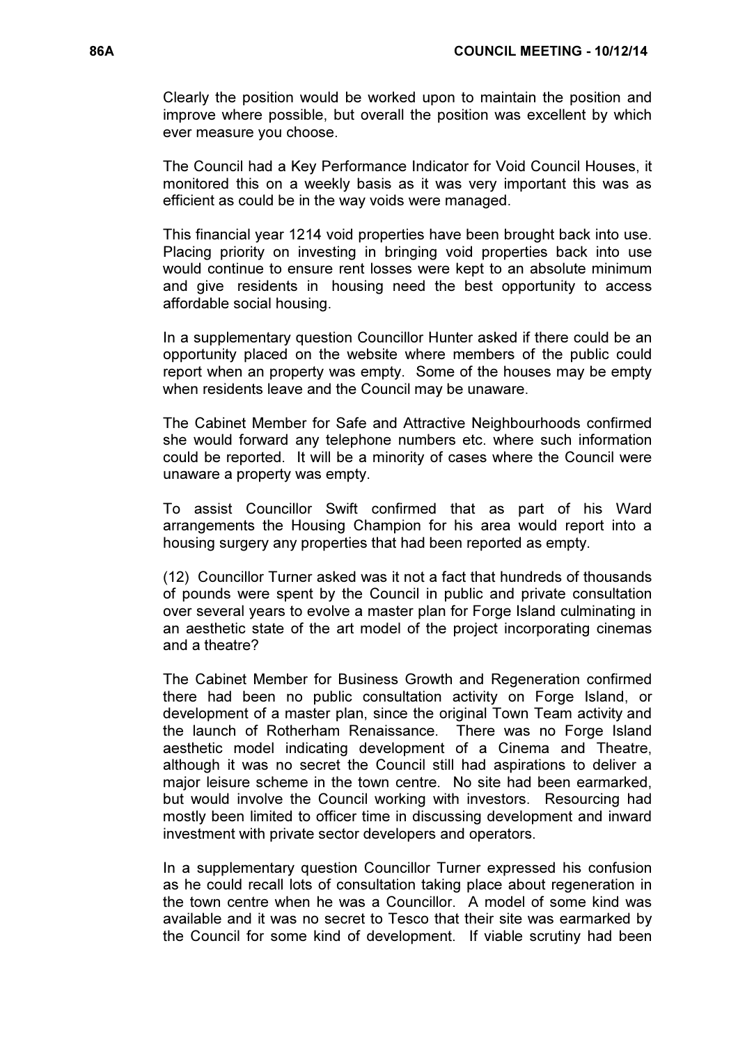Clearly the position would be worked upon to maintain the position and improve where possible, but overall the position was excellent by which ever measure you choose.

The Council had a Key Performance Indicator for Void Council Houses, it monitored this on a weekly basis as it was very important this was as efficient as could be in the way voids were managed.

This financial year 1214 void properties have been brought back into use. Placing priority on investing in bringing void properties back into use would continue to ensure rent losses were kept to an absolute minimum and give residents in housing need the best opportunity to access affordable social housing.

In a supplementary question Councillor Hunter asked if there could be an opportunity placed on the website where members of the public could report when an property was empty. Some of the houses may be empty when residents leave and the Council may be unaware.

The Cabinet Member for Safe and Attractive Neighbourhoods confirmed she would forward any telephone numbers etc. where such information could be reported. It will be a minority of cases where the Council were unaware a property was empty.

To assist Councillor Swift confirmed that as part of his Ward arrangements the Housing Champion for his area would report into a housing surgery any properties that had been reported as empty.

(12) Councillor Turner asked was it not a fact that hundreds of thousands of pounds were spent by the Council in public and private consultation over several years to evolve a master plan for Forge Island culminating in an aesthetic state of the art model of the project incorporating cinemas and a theatre?

The Cabinet Member for Business Growth and Regeneration confirmed there had been no public consultation activity on Forge Island, or development of a master plan, since the original Town Team activity and the launch of Rotherham Renaissance. There was no Forge Island aesthetic model indicating development of a Cinema and Theatre, although it was no secret the Council still had aspirations to deliver a major leisure scheme in the town centre. No site had been earmarked, but would involve the Council working with investors. Resourcing had mostly been limited to officer time in discussing development and inward investment with private sector developers and operators.

In a supplementary question Councillor Turner expressed his confusion as he could recall lots of consultation taking place about regeneration in the town centre when he was a Councillor. A model of some kind was available and it was no secret to Tesco that their site was earmarked by the Council for some kind of development. If viable scrutiny had been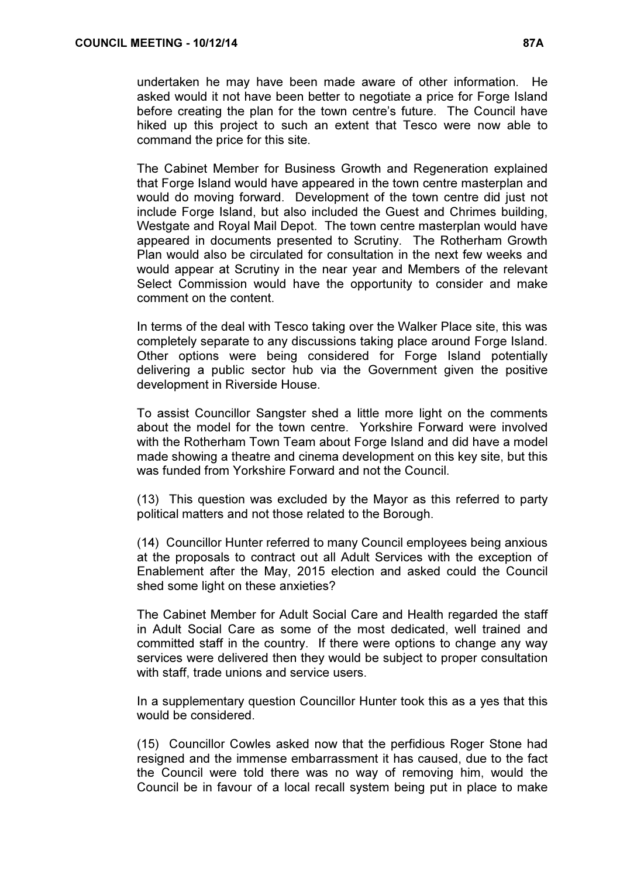undertaken he may have been made aware of other information. He asked would it not have been better to negotiate a price for Forge Island before creating the plan for the town centre's future. The Council have hiked up this project to such an extent that Tesco were now able to command the price for this site.

The Cabinet Member for Business Growth and Regeneration explained that Forge Island would have appeared in the town centre masterplan and would do moving forward. Development of the town centre did just not include Forge Island, but also included the Guest and Chrimes building, Westgate and Royal Mail Depot. The town centre masterplan would have appeared in documents presented to Scrutiny. The Rotherham Growth Plan would also be circulated for consultation in the next few weeks and would appear at Scrutiny in the near year and Members of the relevant Select Commission would have the opportunity to consider and make comment on the content.

In terms of the deal with Tesco taking over the Walker Place site, this was completely separate to any discussions taking place around Forge Island. Other options were being considered for Forge Island potentially delivering a public sector hub via the Government given the positive development in Riverside House.

To assist Councillor Sangster shed a little more light on the comments about the model for the town centre. Yorkshire Forward were involved with the Rotherham Town Team about Forge Island and did have a model made showing a theatre and cinema development on this key site, but this was funded from Yorkshire Forward and not the Council.

(13) This question was excluded by the Mayor as this referred to party political matters and not those related to the Borough.

(14) Councillor Hunter referred to many Council employees being anxious at the proposals to contract out all Adult Services with the exception of Enablement after the May, 2015 election and asked could the Council shed some light on these anxieties?

The Cabinet Member for Adult Social Care and Health regarded the staff in Adult Social Care as some of the most dedicated, well trained and committed staff in the country. If there were options to change any way services were delivered then they would be subject to proper consultation with staff, trade unions and service users.

In a supplementary question Councillor Hunter took this as a yes that this would be considered.

(15) Councillor Cowles asked now that the perfidious Roger Stone had resigned and the immense embarrassment it has caused, due to the fact the Council were told there was no way of removing him, would the Council be in favour of a local recall system being put in place to make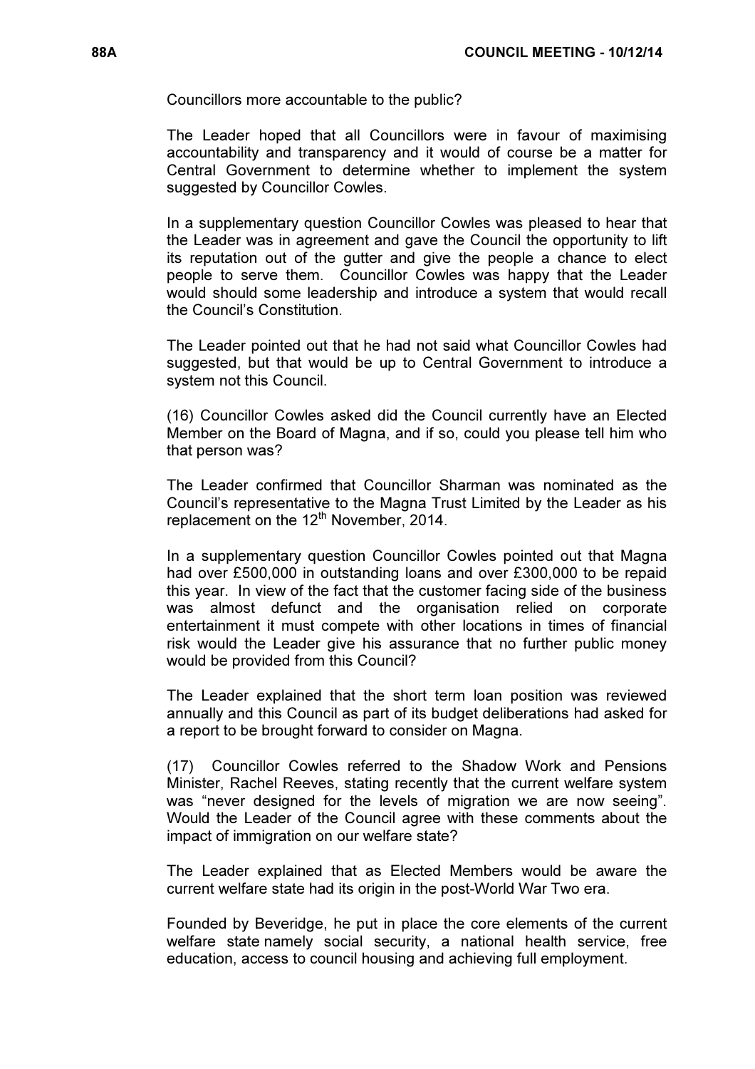Councillors more accountable to the public?

The Leader hoped that all Councillors were in favour of maximising accountability and transparency and it would of course be a matter for Central Government to determine whether to implement the system suggested by Councillor Cowles.

In a supplementary question Councillor Cowles was pleased to hear that the Leader was in agreement and gave the Council the opportunity to lift its reputation out of the gutter and give the people a chance to elect people to serve them. Councillor Cowles was happy that the Leader would should some leadership and introduce a system that would recall the Council's Constitution.

The Leader pointed out that he had not said what Councillor Cowles had suggested, but that would be up to Central Government to introduce a system not this Council.

(16) Councillor Cowles asked did the Council currently have an Elected Member on the Board of Magna, and if so, could you please tell him who that person was?

The Leader confirmed that Councillor Sharman was nominated as the Council's representative to the Magna Trust Limited by the Leader as his replacement on the 12th November, 2014.

In a supplementary question Councillor Cowles pointed out that Magna had over £500,000 in outstanding loans and over £300,000 to be repaid this year. In view of the fact that the customer facing side of the business was almost defunct and the organisation relied on corporate entertainment it must compete with other locations in times of financial risk would the Leader give his assurance that no further public money would be provided from this Council?

The Leader explained that the short term loan position was reviewed annually and this Council as part of its budget deliberations had asked for a report to be brought forward to consider on Magna.

(17) Councillor Cowles referred to the Shadow Work and Pensions Minister, Rachel Reeves, stating recently that the current welfare system was "never designed for the levels of migration we are now seeing". Would the Leader of the Council agree with these comments about the impact of immigration on our welfare state?

The Leader explained that as Elected Members would be aware the current welfare state had its origin in the post-World War Two era.

Founded by Beveridge, he put in place the core elements of the current welfare state namely social security, a national health service, free education, access to council housing and achieving full employment.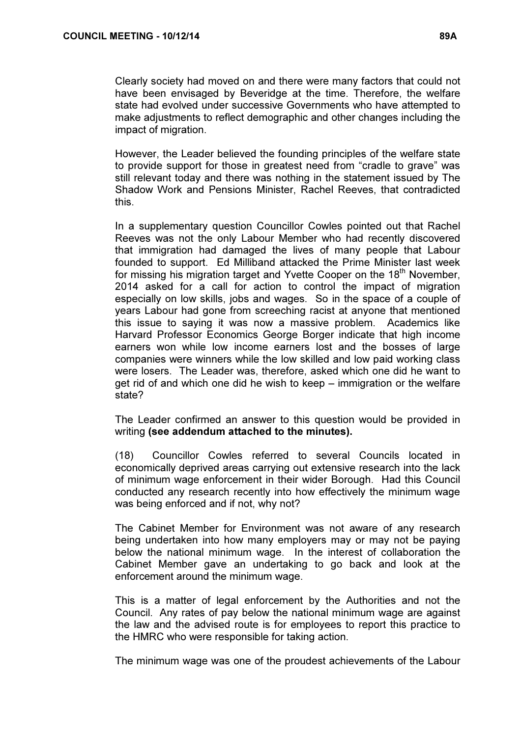Clearly society had moved on and there were many factors that could not have been envisaged by Beveridge at the time. Therefore, the welfare state had evolved under successive Governments who have attempted to make adjustments to reflect demographic and other changes including the impact of migration.

However, the Leader believed the founding principles of the welfare state to provide support for those in greatest need from "cradle to grave" was still relevant today and there was nothing in the statement issued by The Shadow Work and Pensions Minister, Rachel Reeves, that contradicted this.

In a supplementary question Councillor Cowles pointed out that Rachel Reeves was not the only Labour Member who had recently discovered that immigration had damaged the lives of many people that Labour founded to support. Ed Milliband attacked the Prime Minister last week for missing his migration target and Yvette Cooper on the 18th November, 2014 asked for a call for action to control the impact of migration especially on low skills, jobs and wages. So in the space of a couple of years Labour had gone from screeching racist at anyone that mentioned this issue to saying it was now a massive problem. Academics like Harvard Professor Economics George Borger indicate that high income earners won while low income earners lost and the bosses of large companies were winners while the low skilled and low paid working class were losers. The Leader was, therefore, asked which one did he want to get rid of and which one did he wish to keep – immigration or the welfare state?

The Leader confirmed an answer to this question would be provided in writing **(see addendum attached to the minutes).**

(18) Councillor Cowles referred to several Councils located in economically deprived areas carrying out extensive research into the lack of minimum wage enforcement in their wider Borough. Had this Council conducted any research recently into how effectively the minimum wage was being enforced and if not, why not?

The Cabinet Member for Environment was not aware of any research being undertaken into how many employers may or may not be paying below the national minimum wage. In the interest of collaboration the Cabinet Member gave an undertaking to go back and look at the enforcement around the minimum wage.

This is a matter of legal enforcement by the Authorities and not the Council. Any rates of pay below the national minimum wage are against the law and the advised route is for employees to report this practice to the HMRC who were responsible for taking action.

The minimum wage was one of the proudest achievements of the Labour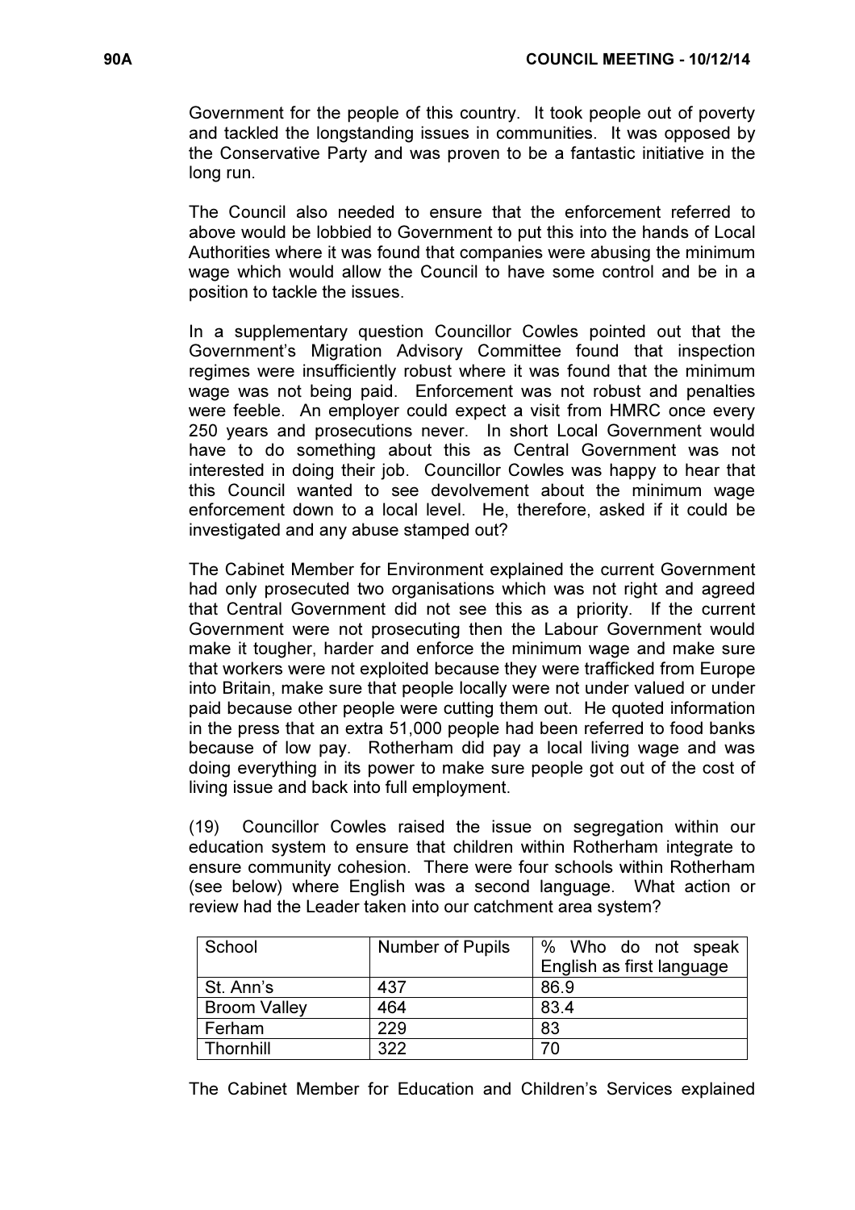Government for the people of this country. It took people out of poverty and tackled the longstanding issues in communities. It was opposed by the Conservative Party and was proven to be a fantastic initiative in the long run.

The Council also needed to ensure that the enforcement referred to above would be lobbied to Government to put this into the hands of Local Authorities where it was found that companies were abusing the minimum wage which would allow the Council to have some control and be in a position to tackle the issues.

In a supplementary question Councillor Cowles pointed out that the Government's Migration Advisory Committee found that inspection regimes were insufficiently robust where it was found that the minimum wage was not being paid. Enforcement was not robust and penalties were feeble. An employer could expect a visit from HMRC once every 250 years and prosecutions never. In short Local Government would have to do something about this as Central Government was not interested in doing their job. Councillor Cowles was happy to hear that this Council wanted to see devolvement about the minimum wage enforcement down to a local level. He, therefore, asked if it could be investigated and any abuse stamped out?

The Cabinet Member for Environment explained the current Government had only prosecuted two organisations which was not right and agreed that Central Government did not see this as a priority. If the current Government were not prosecuting then the Labour Government would make it tougher, harder and enforce the minimum wage and make sure that workers were not exploited because they were trafficked from Europe into Britain, make sure that people locally were not under valued or under paid because other people were cutting them out. He quoted information in the press that an extra 51,000 people had been referred to food banks because of low pay. Rotherham did pay a local living wage and was doing everything in its power to make sure people got out of the cost of living issue and back into full employment.

(19) Councillor Cowles raised the issue on segregation within our education system to ensure that children within Rotherham integrate to ensure community cohesion. There were four schools within Rotherham (see below) where English was a second language. What action or review had the Leader taken into our catchment area system?

| School | Number of Pupils | % Who do not speak English as first language |
|---|---|---|
| St. Ann's | 437 | 86.9 |
| Broom Valley | 464 | 83.4 |
| Ferham | 229 | 83 |
| Thornhill | 322 | 70 |

The Cabinet Member for Education and Children's Services explained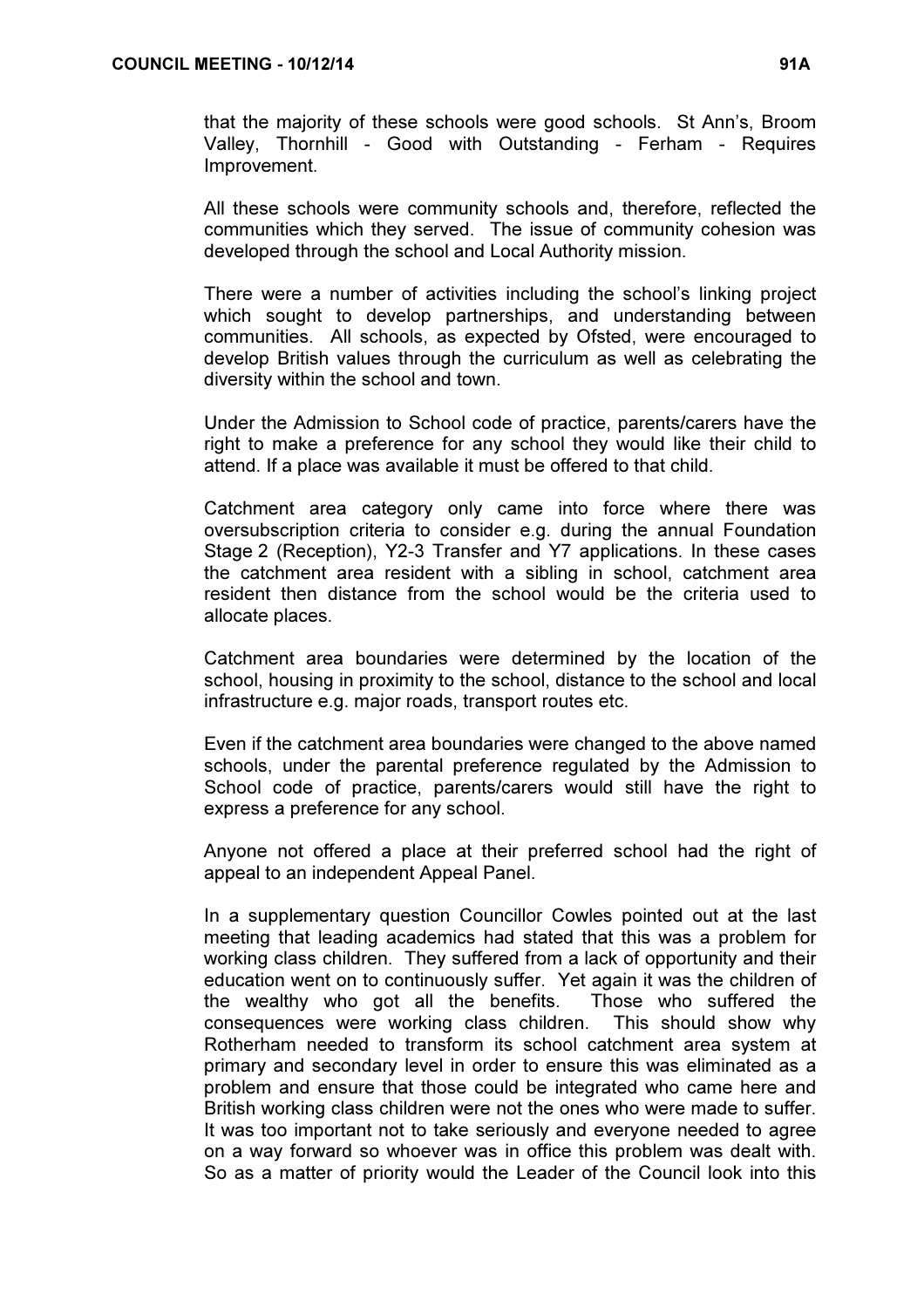that the majority of these schools were good schools. St Ann's, Broom Valley, Thornhill - Good with Outstanding - Ferham - Requires Improvement.

All these schools were community schools and, therefore, reflected the communities which they served. The issue of community cohesion was developed through the school and Local Authority mission.

There were a number of activities including the school's linking project which sought to develop partnerships, and understanding between communities. All schools, as expected by Ofsted, were encouraged to develop British values through the curriculum as well as celebrating the diversity within the school and town.

Under the Admission to School code of practice, parents/carers have the right to make a preference for any school they would like their child to attend. If a place was available it must be offered to that child.

Catchment area category only came into force where there was oversubscription criteria to consider e.g. during the annual Foundation Stage 2 (Reception), Y2-3 Transfer and Y7 applications. In these cases the catchment area resident with a sibling in school, catchment area resident then distance from the school would be the criteria used to allocate places.

Catchment area boundaries were determined by the location of the school, housing in proximity to the school, distance to the school and local infrastructure e.g. major roads, transport routes etc.

Even if the catchment area boundaries were changed to the above named schools, under the parental preference regulated by the Admission to School code of practice, parents/carers would still have the right to express a preference for any school.

Anyone not offered a place at their preferred school had the right of appeal to an independent Appeal Panel.

In a supplementary question Councillor Cowles pointed out at the last meeting that leading academics had stated that this was a problem for working class children. They suffered from a lack of opportunity and their education went on to continuously suffer. Yet again it was the children of the wealthy who got all the benefits. Those who suffered the consequences were working class children. This should show why Rotherham needed to transform its school catchment area system at primary and secondary level in order to ensure this was eliminated as a problem and ensure that those could be integrated who came here and British working class children were not the ones who were made to suffer. It was too important not to take seriously and everyone needed to agree on a way forward so whoever was in office this problem was dealt with. So as a matter of priority would the Leader of the Council look into this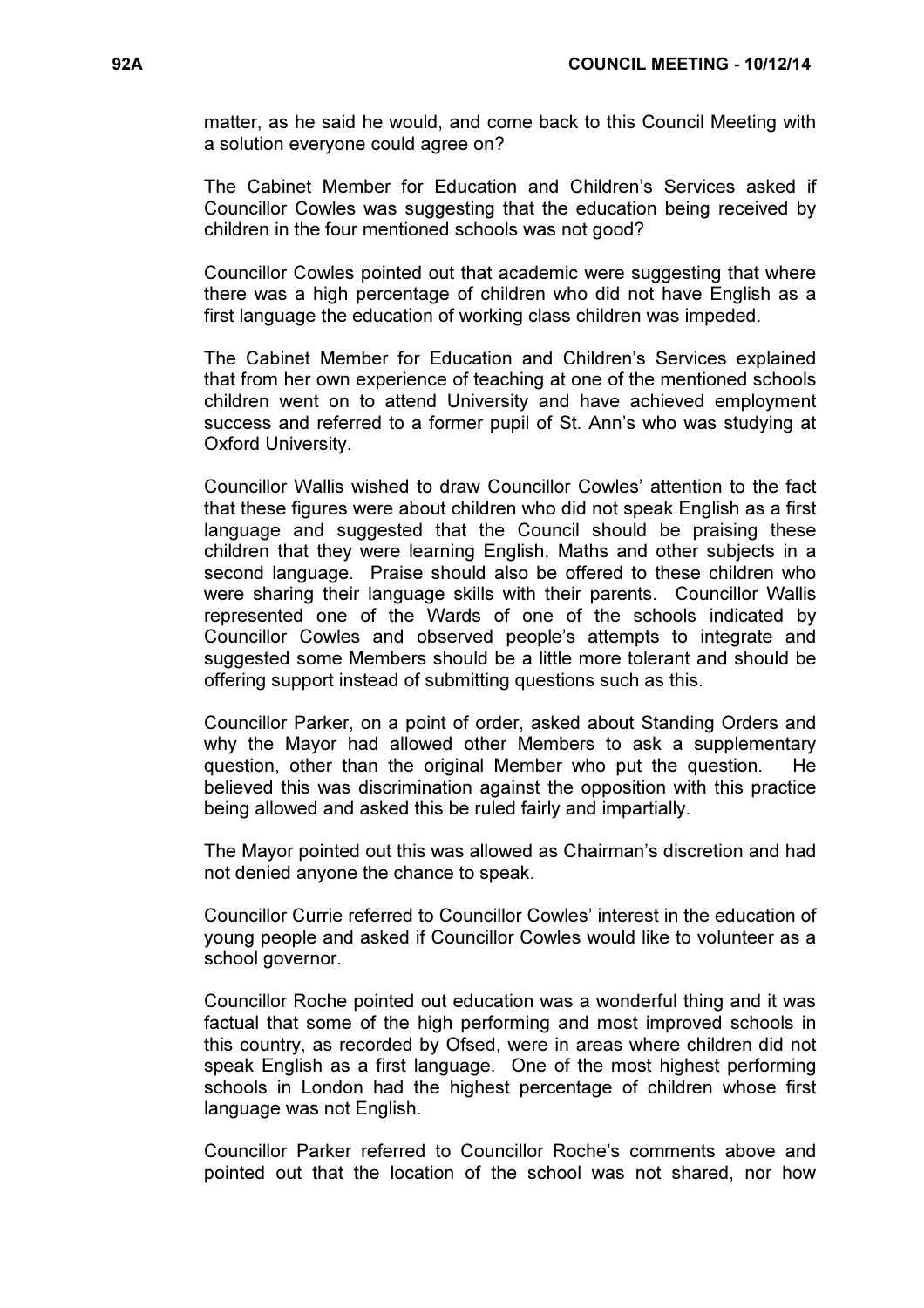matter, as he said he would, and come back to this Council Meeting with a solution everyone could agree on?

The Cabinet Member for Education and Children's Services asked if Councillor Cowles was suggesting that the education being received by children in the four mentioned schools was not good?

Councillor Cowles pointed out that academic were suggesting that where there was a high percentage of children who did not have English as a first language the education of working class children was impeded.

The Cabinet Member for Education and Children's Services explained that from her own experience of teaching at one of the mentioned schools children went on to attend University and have achieved employment success and referred to a former pupil of St. Ann's who was studying at Oxford University.

Councillor Wallis wished to draw Councillor Cowles' attention to the fact that these figures were about children who did not speak English as a first language and suggested that the Council should be praising these children that they were learning English, Maths and other subjects in a second language. Praise should also be offered to these children who were sharing their language skills with their parents. Councillor Wallis represented one of the Wards of one of the schools indicated by Councillor Cowles and observed people's attempts to integrate and suggested some Members should be a little more tolerant and should be offering support instead of submitting questions such as this.

Councillor Parker, on a point of order, asked about Standing Orders and why the Mayor had allowed other Members to ask a supplementary question, other than the original Member who put the question. He believed this was discrimination against the opposition with this practice being allowed and asked this be ruled fairly and impartially.

The Mayor pointed out this was allowed as Chairman's discretion and had not denied anyone the chance to speak.

Councillor Currie referred to Councillor Cowles' interest in the education of young people and asked if Councillor Cowles would like to volunteer as a school governor.

Councillor Roche pointed out education was a wonderful thing and it was factual that some of the high performing and most improved schools in this country, as recorded by Ofsed, were in areas where children did not speak English as a first language. One of the most highest performing schools in London had the highest percentage of children whose first language was not English.

Councillor Parker referred to Councillor Roche's comments above and pointed out that the location of the school was not shared, nor how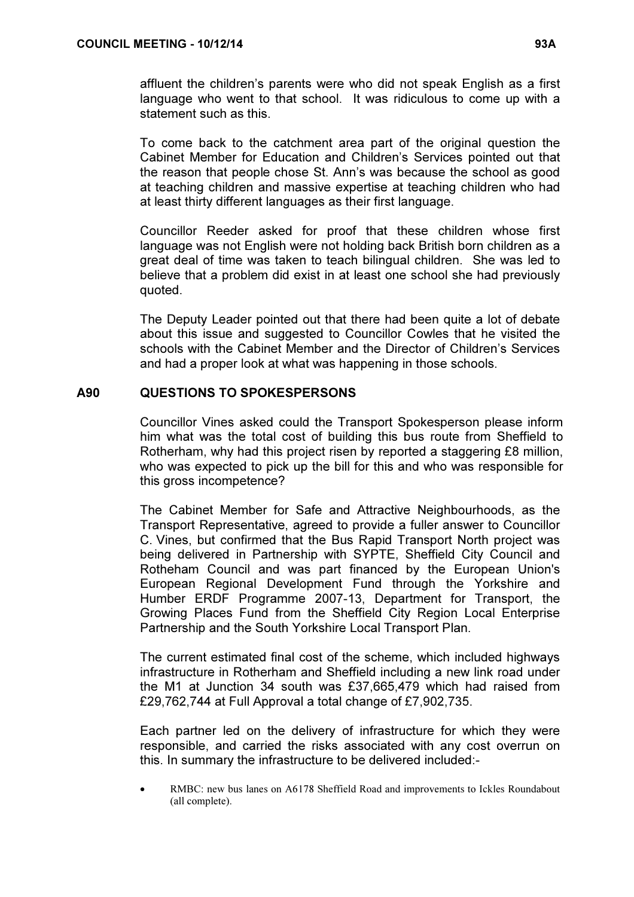affluent the children's parents were who did not speak English as a first language who went to that school. It was ridiculous to come up with a statement such as this.

To come back to the catchment area part of the original question the Cabinet Member for Education and Children's Services pointed out that the reason that people chose St. Ann's was because the school as good at teaching children and massive expertise at teaching children who had at least thirty different languages as their first language.

Councillor Reeder asked for proof that these children whose first language was not English were not holding back British born children as a great deal of time was taken to teach bilingual children. She was led to believe that a problem did exist in at least one school she had previously quoted.

The Deputy Leader pointed out that there had been quite a lot of debate about this issue and suggested to Councillor Cowles that he visited the schools with the Cabinet Member and the Director of Children's Services and had a proper look at what was happening in those schools.

## A90 QUESTIONS TO SPOKESPERSONS

Councillor Vines asked could the Transport Spokesperson please inform him what was the total cost of building this bus route from Sheffield to Rotherham, why had this project risen by reported a staggering £8 million, who was expected to pick up the bill for this and who was responsible for this gross incompetence?

The Cabinet Member for Safe and Attractive Neighbourhoods, as the Transport Representative, agreed to provide a fuller answer to Councillor C. Vines, but confirmed that the Bus Rapid Transport North project was being delivered in Partnership with SYPTE, Sheffield City Council and Rotheham Council and was part financed by the European Union's European Regional Development Fund through the Yorkshire and Humber ERDF Programme 2007-13, Department for Transport, the Growing Places Fund from the Sheffield City Region Local Enterprise Partnership and the South Yorkshire Local Transport Plan.

The current estimated final cost of the scheme, which included highways infrastructure in Rotherham and Sheffield including a new link road under the M1 at Junction 34 south was £37,665,479 which had raised from £29,762,744 at Full Approval a total change of £7,902,735.

Each partner led on the delivery of infrastructure for which they were responsible, and carried the risks associated with any cost overrun on this. In summary the infrastructure to be delivered included:-

- RMBC: new bus lanes on A6178 Sheffield Road and improvements to Ickles Roundabout (all complete).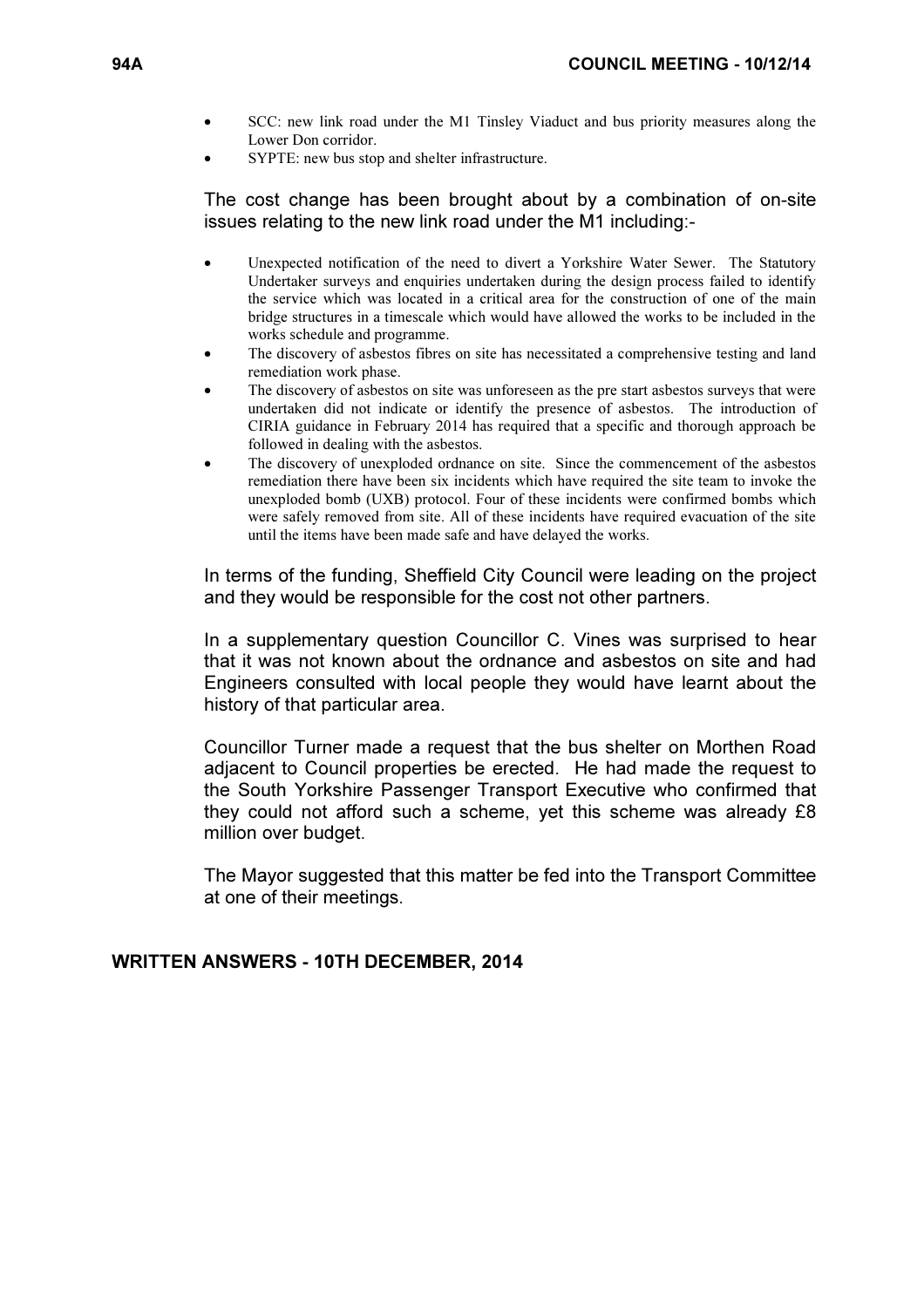- SCC: new link road under the M1 Tinsley Viaduct and bus priority measures along the Lower Don corridor.
- SYPTE: new bus stop and shelter infrastructure.

The cost change has been brought about by a combination of on-site issues relating to the new link road under the M1 including:-

- Unexpected notification of the need to divert a Yorkshire Water Sewer. The Statutory Undertaker surveys and enquiries undertaken during the design process failed to identify the service which was located in a critical area for the construction of one of the main bridge structures in a timescale which would have allowed the works to be included in the works schedule and programme.
- The discovery of asbestos fibres on site has necessitated a comprehensive testing and land remediation work phase.
- The discovery of asbestos on site was unforeseen as the pre start asbestos surveys that were undertaken did not indicate or identify the presence of asbestos. The introduction of CIRIA guidance in February 2014 has required that a specific and thorough approach be followed in dealing with the asbestos.
- The discovery of unexploded ordnance on site. Since the commencement of the asbestos remediation there have been six incidents which have required the site team to invoke the unexploded bomb (UXB) protocol. Four of these incidents were confirmed bombs which were safely removed from site. All of these incidents have required evacuation of the site until the items have been made safe and have delayed the works.

In terms of the funding, Sheffield City Council were leading on the project and they would be responsible for the cost not other partners.

In a supplementary question Councillor C. Vines was surprised to hear that it was not known about the ordnance and asbestos on site and had Engineers consulted with local people they would have learnt about the history of that particular area.

Councillor Turner made a request that the bus shelter on Morthen Road adjacent to Council properties be erected. He had made the request to the South Yorkshire Passenger Transport Executive who confirmed that they could not afford such a scheme, yet this scheme was already £8 million over budget.

The Mayor suggested that this matter be fed into the Transport Committee at one of their meetings.

## WRITTEN ANSWERS - 10TH DECEMBER, 2014